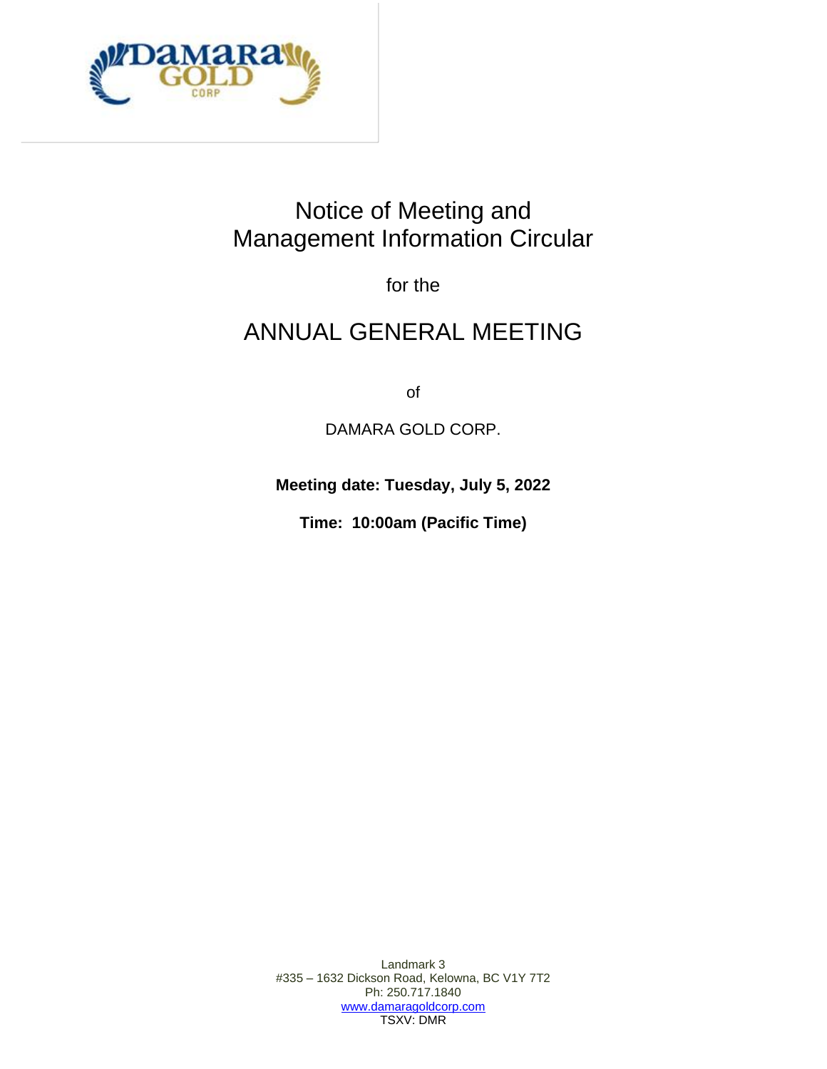# Notice of Meeting and Management Information Circular

for the

# ANNUAL GENERAL MEETING

of

DAMARA GOLD CORP.

**Meeting date: Tuesday, July 5, 2022**

**Time: 10:00am (Pacific Time)**

Landmark 3
#335 – 1632 Dickson Road, Kelowna, BC V1Y 7T2
Ph: 250.717.1840
www.damaragoldcorp.com
TSXV: DMR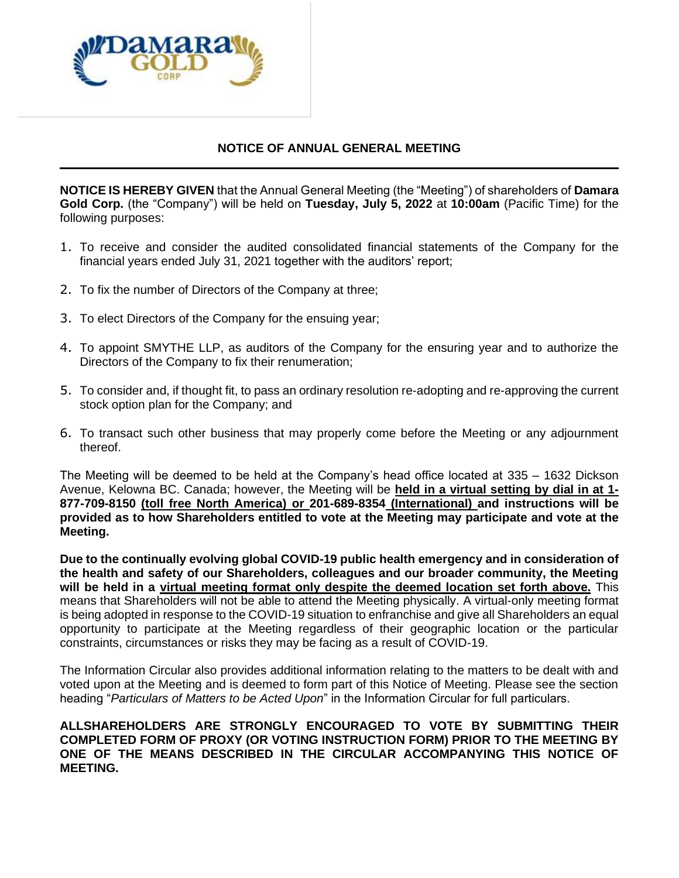## NOTICE OF ANNUAL GENERAL MEETING

**NOTICE IS HEREBY GIVEN** that the Annual General Meeting (the "Meeting") of shareholders of **Damara Gold Corp.** (the "Company") will be held on **Tuesday, July 5, 2022** at **10:00am** (Pacific Time) for the following purposes:

1. To receive and consider the audited consolidated financial statements of the Company for the financial years ended July 31, 2021 together with the auditors' report;
2. To fix the number of Directors of the Company at three;
3. To elect Directors of the Company for the ensuing year;
4. To appoint SMYTHE LLP, as auditors of the Company for the ensuring year and to authorize the Directors of the Company to fix their renumeration;
5. To consider and, if thought fit, to pass an ordinary resolution re-adopting and re-approving the current stock option plan for the Company; and
6. To transact such other business that may properly come before the Meeting or any adjournment thereof.

The Meeting will be deemed to be held at the Company's head office located at 335 – 1632 Dickson Avenue, Kelowna BC. Canada; however, the Meeting will be **held in a virtual setting by dial in at 1-877-709-8150 (toll free North America) or 201-689-8354 (International) and instructions will be provided as to how Shareholders entitled to vote at the Meeting may participate and vote at the Meeting.**

**Due to the continually evolving global COVID-19 public health emergency and in consideration of the health and safety of our Shareholders, colleagues and our broader community, the Meeting will be held in a virtual meeting format only despite the deemed location set forth above.** This means that Shareholders will not be able to attend the Meeting physically. A virtual-only meeting format is being adopted in response to the COVID-19 situation to enfranchise and give all Shareholders an equal opportunity to participate at the Meeting regardless of their geographic location or the particular constraints, circumstances or risks they may be facing as a result of COVID-19.

The Information Circular also provides additional information relating to the matters to be dealt with and voted upon at the Meeting and is deemed to form part of this Notice of Meeting. Please see the section heading "*Particulars of Matters to be Acted Upon*" in the Information Circular for full particulars.

**ALLSHAREHOLDERS ARE STRONGLY ENCOURAGED TO VOTE BY SUBMITTING THEIR COMPLETED FORM OF PROXY (OR VOTING INSTRUCTION FORM) PRIOR TO THE MEETING BY ONE OF THE MEANS DESCRIBED IN THE CIRCULAR ACCOMPANYING THIS NOTICE OF MEETING.**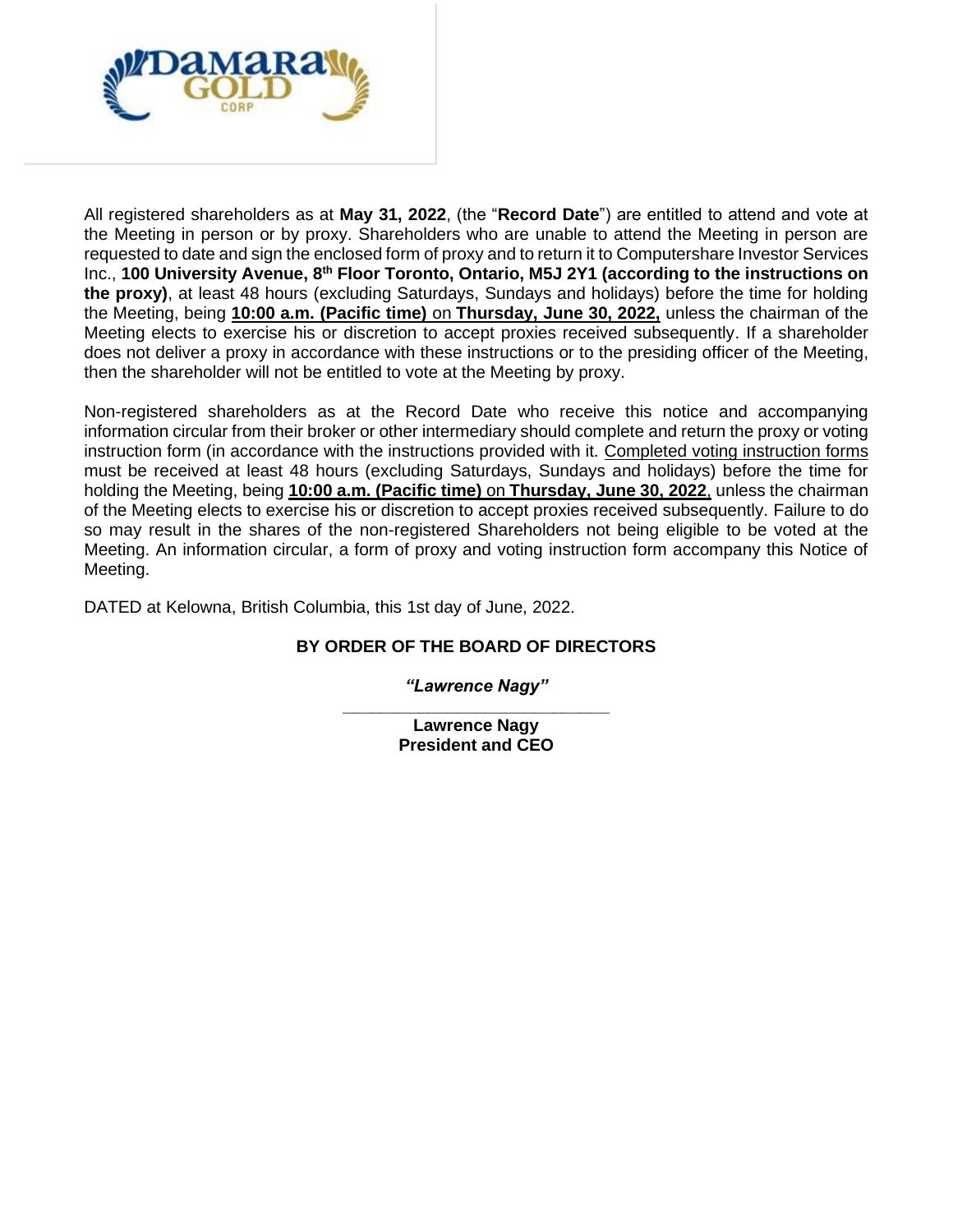All registered shareholders as at **May 31, 2022**, (the "**Record Date**") are entitled to attend and vote at the Meeting in person or by proxy. Shareholders who are unable to attend the Meeting in person are requested to date and sign the enclosed form of proxy and to return it to Computershare Investor Services Inc., **100 University Avenue, 8th Floor Toronto, Ontario, M5J 2Y1 (according to the instructions on the proxy)**, at least 48 hours (excluding Saturdays, Sundays and holidays) before the time for holding the Meeting, being **10:00 a.m. (Pacific time)** on **Thursday, June 30, 2022,** unless the chairman of the Meeting elects to exercise his or discretion to accept proxies received subsequently. If a shareholder does not deliver a proxy in accordance with these instructions or to the presiding officer of the Meeting, then the shareholder will not be entitled to vote at the Meeting by proxy.

Non-registered shareholders as at the Record Date who receive this notice and accompanying information circular from their broker or other intermediary should complete and return the proxy or voting instruction form (in accordance with the instructions provided with it. Completed voting instruction forms must be received at least 48 hours (excluding Saturdays, Sundays and holidays) before the time for holding the Meeting, being **10:00 a.m. (Pacific time)** on **Thursday, June 30, 2022**, unless the chairman of the Meeting elects to exercise his or discretion to accept proxies received subsequently. Failure to do so may result in the shares of the non-registered Shareholders not being eligible to be voted at the Meeting. An information circular, a form of proxy and voting instruction form accompany this Notice of Meeting.

DATED at Kelowna, British Columbia, this 1st day of June, 2022.

**BY ORDER OF THE BOARD OF DIRECTORS**

***"Lawrence Nagy"***

**Lawrence Nagy**
**President and CEO**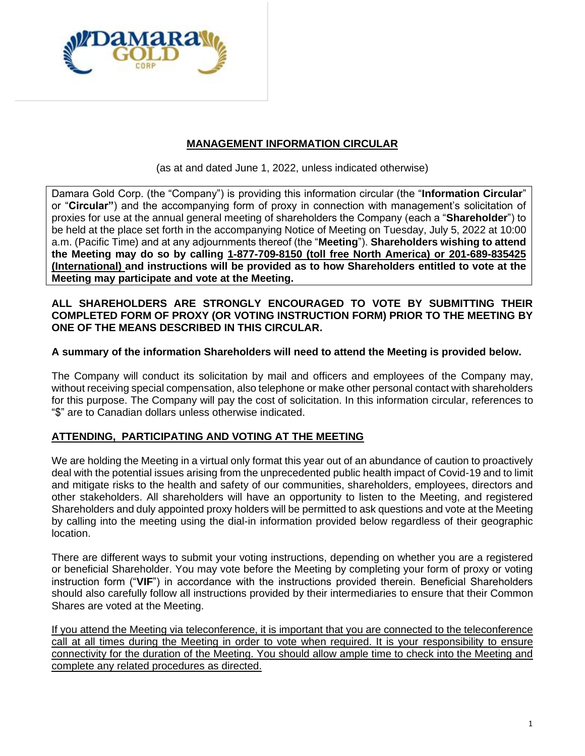# MANAGEMENT INFORMATION CIRCULAR

(as at and dated June 1, 2022, unless indicated otherwise)

Damara Gold Corp. (the "Company") is providing this information circular (the "**Information Circular**" or "**Circular"**) and the accompanying form of proxy in connection with management's solicitation of proxies for use at the annual general meeting of shareholders the Company (each a "**Shareholder**") to be held at the place set forth in the accompanying Notice of Meeting on Tuesday, July 5, 2022 at 10:00 a.m. (Pacific Time) and at any adjournments thereof (the "**Meeting**"). **Shareholders wishing to attend the Meeting may do so by calling 1-877-709-8150 (toll free North America) or 201-689-835425 (International) and instructions will be provided as to how Shareholders entitled to vote at the Meeting may participate and vote at the Meeting.**

**ALL SHAREHOLDERS ARE STRONGLY ENCOURAGED TO VOTE BY SUBMITTING THEIR COMPLETED FORM OF PROXY (OR VOTING INSTRUCTION FORM) PRIOR TO THE MEETING BY ONE OF THE MEANS DESCRIBED IN THIS CIRCULAR.**

**A summary of the information Shareholders will need to attend the Meeting is provided below.**

The Company will conduct its solicitation by mail and officers and employees of the Company may, without receiving special compensation, also telephone or make other personal contact with shareholders for this purpose. The Company will pay the cost of solicitation. In this information circular, references to "$" are to Canadian dollars unless otherwise indicated.

## ATTENDING, PARTICIPATING AND VOTING AT THE MEETING

We are holding the Meeting in a virtual only format this year out of an abundance of caution to proactively deal with the potential issues arising from the unprecedented public health impact of Covid-19 and to limit and mitigate risks to the health and safety of our communities, shareholders, employees, directors and other stakeholders. All shareholders will have an opportunity to listen to the Meeting, and registered Shareholders and duly appointed proxy holders will be permitted to ask questions and vote at the Meeting by calling into the meeting using the dial-in information provided below regardless of their geographic location.

There are different ways to submit your voting instructions, depending on whether you are a registered or beneficial Shareholder. You may vote before the Meeting by completing your form of proxy or voting instruction form ("**VIF**") in accordance with the instructions provided therein. Beneficial Shareholders should also carefully follow all instructions provided by their intermediaries to ensure that their Common Shares are voted at the Meeting.

If you attend the Meeting via teleconference, it is important that you are connected to the teleconference call at all times during the Meeting in order to vote when required. It is your responsibility to ensure connectivity for the duration of the Meeting. You should allow ample time to check into the Meeting and complete any related procedures as directed.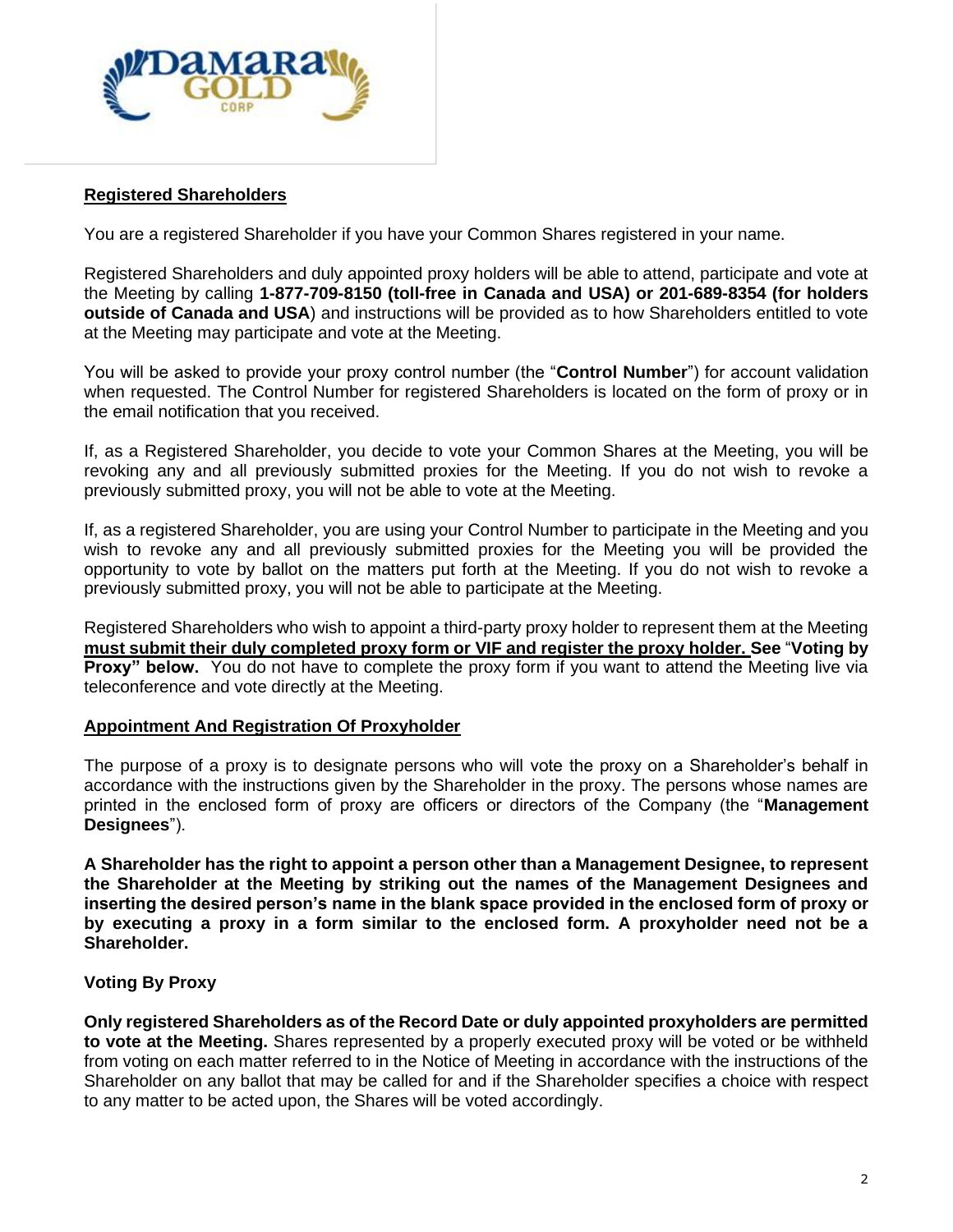**Registered Shareholders**

You are a registered Shareholder if you have your Common Shares registered in your name.

Registered Shareholders and duly appointed proxy holders will be able to attend, participate and vote at the Meeting by calling **1-877-709-8150 (toll-free in Canada and USA) or 201-689-8354 (for holders outside of Canada and USA**) and instructions will be provided as to how Shareholders entitled to vote at the Meeting may participate and vote at the Meeting.

You will be asked to provide your proxy control number (the "**Control Number**") for account validation when requested. The Control Number for registered Shareholders is located on the form of proxy or in the email notification that you received.

If, as a Registered Shareholder, you decide to vote your Common Shares at the Meeting, you will be revoking any and all previously submitted proxies for the Meeting. If you do not wish to revoke a previously submitted proxy, you will not be able to vote at the Meeting.

If, as a registered Shareholder, you are using your Control Number to participate in the Meeting and you wish to revoke any and all previously submitted proxies for the Meeting you will be provided the opportunity to vote by ballot on the matters put forth at the Meeting. If you do not wish to revoke a previously submitted proxy, you will not be able to participate at the Meeting.

Registered Shareholders who wish to appoint a third-party proxy holder to represent them at the Meeting **must submit their duly completed proxy form or VIF and register the proxy holder. See "Voting by Proxy" below.** You do not have to complete the proxy form if you want to attend the Meeting live via teleconference and vote directly at the Meeting.

**Appointment And Registration Of Proxyholder**

The purpose of a proxy is to designate persons who will vote the proxy on a Shareholder's behalf in accordance with the instructions given by the Shareholder in the proxy. The persons whose names are printed in the enclosed form of proxy are officers or directors of the Company (the "**Management Designees**").

**A Shareholder has the right to appoint a person other than a Management Designee, to represent the Shareholder at the Meeting by striking out the names of the Management Designees and inserting the desired person's name in the blank space provided in the enclosed form of proxy or by executing a proxy in a form similar to the enclosed form. A proxyholder need not be a Shareholder.**

**Voting By Proxy**

**Only registered Shareholders as of the Record Date or duly appointed proxyholders are permitted to vote at the Meeting.** Shares represented by a properly executed proxy will be voted or be withheld from voting on each matter referred to in the Notice of Meeting in accordance with the instructions of the Shareholder on any ballot that may be called for and if the Shareholder specifies a choice with respect to any matter to be acted upon, the Shares will be voted accordingly.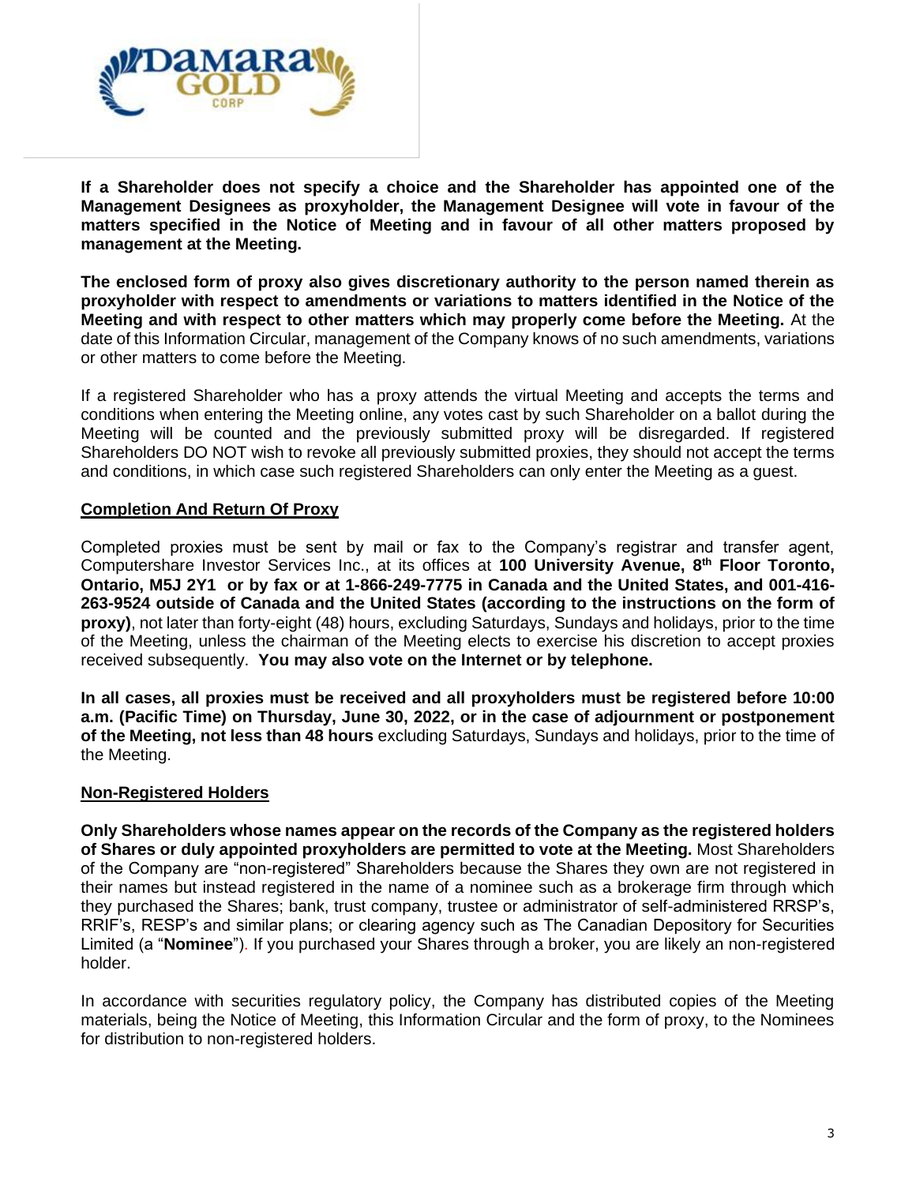**If a Shareholder does not specify a choice and the Shareholder has appointed one of the Management Designees as proxyholder, the Management Designee will vote in favour of the matters specified in the Notice of Meeting and in favour of all other matters proposed by management at the Meeting.**

**The enclosed form of proxy also gives discretionary authority to the person named therein as proxyholder with respect to amendments or variations to matters identified in the Notice of the Meeting and with respect to other matters which may properly come before the Meeting.** At the date of this Information Circular, management of the Company knows of no such amendments, variations or other matters to come before the Meeting.

If a registered Shareholder who has a proxy attends the virtual Meeting and accepts the terms and conditions when entering the Meeting online, any votes cast by such Shareholder on a ballot during the Meeting will be counted and the previously submitted proxy will be disregarded. If registered Shareholders DO NOT wish to revoke all previously submitted proxies, they should not accept the terms and conditions, in which case such registered Shareholders can only enter the Meeting as a guest.

**Completion And Return Of Proxy**

Completed proxies must be sent by mail or fax to the Company's registrar and transfer agent, Computershare Investor Services Inc., at its offices at **100 University Avenue, 8th Floor Toronto, Ontario, M5J 2Y1 or by fax or at 1-866-249-7775 in Canada and the United States, and 001-416-263-9524 outside of Canada and the United States (according to the instructions on the form of proxy)**, not later than forty-eight (48) hours, excluding Saturdays, Sundays and holidays, prior to the time of the Meeting, unless the chairman of the Meeting elects to exercise his discretion to accept proxies received subsequently. **You may also vote on the Internet or by telephone.**

**In all cases, all proxies must be received and all proxyholders must be registered before 10:00 a.m. (Pacific Time) on Thursday, June 30, 2022, or in the case of adjournment or postponement of the Meeting, not less than 48 hours** excluding Saturdays, Sundays and holidays, prior to the time of the Meeting.

**Non-Registered Holders**

**Only Shareholders whose names appear on the records of the Company as the registered holders of Shares or duly appointed proxyholders are permitted to vote at the Meeting.** Most Shareholders of the Company are "non-registered" Shareholders because the Shares they own are not registered in their names but instead registered in the name of a nominee such as a brokerage firm through which they purchased the Shares; bank, trust company, trustee or administrator of self-administered RRSP's, RRIF's, RESP's and similar plans; or clearing agency such as The Canadian Depository for Securities Limited (a "**Nominee**"). If you purchased your Shares through a broker, you are likely an non-registered holder.

In accordance with securities regulatory policy, the Company has distributed copies of the Meeting materials, being the Notice of Meeting, this Information Circular and the form of proxy, to the Nominees for distribution to non-registered holders.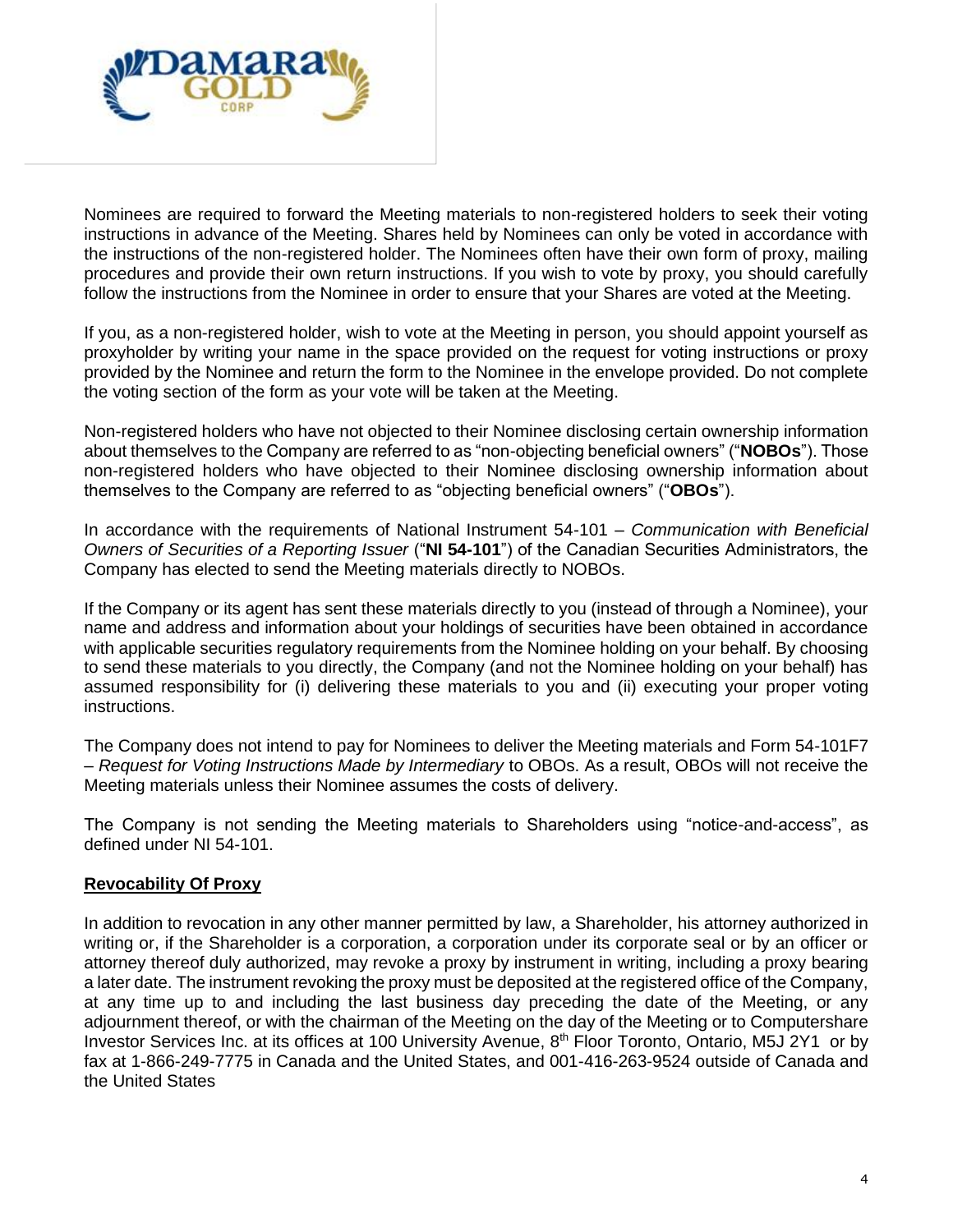Nominees are required to forward the Meeting materials to non-registered holders to seek their voting instructions in advance of the Meeting. Shares held by Nominees can only be voted in accordance with the instructions of the non-registered holder. The Nominees often have their own form of proxy, mailing procedures and provide their own return instructions. If you wish to vote by proxy, you should carefully follow the instructions from the Nominee in order to ensure that your Shares are voted at the Meeting.

If you, as a non-registered holder, wish to vote at the Meeting in person, you should appoint yourself as proxyholder by writing your name in the space provided on the request for voting instructions or proxy provided by the Nominee and return the form to the Nominee in the envelope provided. Do not complete the voting section of the form as your vote will be taken at the Meeting.

Non-registered holders who have not objected to their Nominee disclosing certain ownership information about themselves to the Company are referred to as "non-objecting beneficial owners" ("**NOBOs**"). Those non-registered holders who have objected to their Nominee disclosing ownership information about themselves to the Company are referred to as "objecting beneficial owners" ("**OBOs**").

In accordance with the requirements of National Instrument 54-101 – *Communication with Beneficial Owners of Securities of a Reporting Issuer* ("**NI 54-101**") of the Canadian Securities Administrators, the Company has elected to send the Meeting materials directly to NOBOs.

If the Company or its agent has sent these materials directly to you (instead of through a Nominee), your name and address and information about your holdings of securities have been obtained in accordance with applicable securities regulatory requirements from the Nominee holding on your behalf. By choosing to send these materials to you directly, the Company (and not the Nominee holding on your behalf) has assumed responsibility for (i) delivering these materials to you and (ii) executing your proper voting instructions.

The Company does not intend to pay for Nominees to deliver the Meeting materials and Form 54-101F7 – *Request for Voting Instructions Made by Intermediary* to OBOs. As a result, OBOs will not receive the Meeting materials unless their Nominee assumes the costs of delivery.

The Company is not sending the Meeting materials to Shareholders using "notice-and-access", as defined under NI 54-101.

**Revocability Of Proxy**

In addition to revocation in any other manner permitted by law, a Shareholder, his attorney authorized in writing or, if the Shareholder is a corporation, a corporation under its corporate seal or by an officer or attorney thereof duly authorized, may revoke a proxy by instrument in writing, including a proxy bearing a later date. The instrument revoking the proxy must be deposited at the registered office of the Company, at any time up to and including the last business day preceding the date of the Meeting, or any adjournment thereof, or with the chairman of the Meeting on the day of the Meeting or to Computershare Investor Services Inc. at its offices at 100 University Avenue, 8th Floor Toronto, Ontario, M5J 2Y1 or by fax at 1-866-249-7775 in Canada and the United States, and 001-416-263-9524 outside of Canada and the United States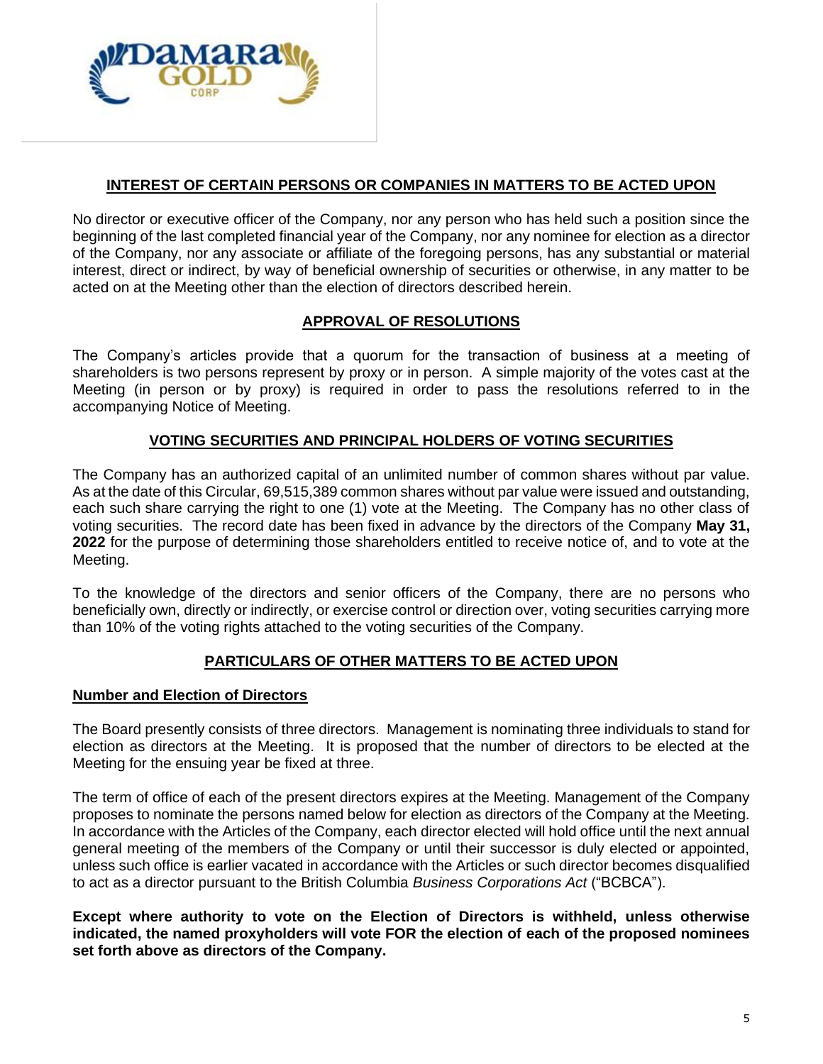## INTEREST OF CERTAIN PERSONS OR COMPANIES IN MATTERS TO BE ACTED UPON

No director or executive officer of the Company, nor any person who has held such a position since the beginning of the last completed financial year of the Company, nor any nominee for election as a director of the Company, nor any associate or affiliate of the foregoing persons, has any substantial or material interest, direct or indirect, by way of beneficial ownership of securities or otherwise, in any matter to be acted on at the Meeting other than the election of directors described herein.

## APPROVAL OF RESOLUTIONS

The Company's articles provide that a quorum for the transaction of business at a meeting of shareholders is two persons represent by proxy or in person. A simple majority of the votes cast at the Meeting (in person or by proxy) is required in order to pass the resolutions referred to in the accompanying Notice of Meeting.

## VOTING SECURITIES AND PRINCIPAL HOLDERS OF VOTING SECURITIES

The Company has an authorized capital of an unlimited number of common shares without par value. As at the date of this Circular, 69,515,389 common shares without par value were issued and outstanding, each such share carrying the right to one (1) vote at the Meeting. The Company has no other class of voting securities. The record date has been fixed in advance by the directors of the Company **May 31, 2022** for the purpose of determining those shareholders entitled to receive notice of, and to vote at the Meeting.

To the knowledge of the directors and senior officers of the Company, there are no persons who beneficially own, directly or indirectly, or exercise control or direction over, voting securities carrying more than 10% of the voting rights attached to the voting securities of the Company.

## PARTICULARS OF OTHER MATTERS TO BE ACTED UPON

### Number and Election of Directors

The Board presently consists of three directors. Management is nominating three individuals to stand for election as directors at the Meeting. It is proposed that the number of directors to be elected at the Meeting for the ensuing year be fixed at three.

The term of office of each of the present directors expires at the Meeting. Management of the Company proposes to nominate the persons named below for election as directors of the Company at the Meeting. In accordance with the Articles of the Company, each director elected will hold office until the next annual general meeting of the members of the Company or until their successor is duly elected or appointed, unless such office is earlier vacated in accordance with the Articles or such director becomes disqualified to act as a director pursuant to the British Columbia *Business Corporations Act* ("BCBCA").

**Except where authority to vote on the Election of Directors is withheld, unless otherwise indicated, the named proxyholders will vote FOR the election of each of the proposed nominees set forth above as directors of the Company.**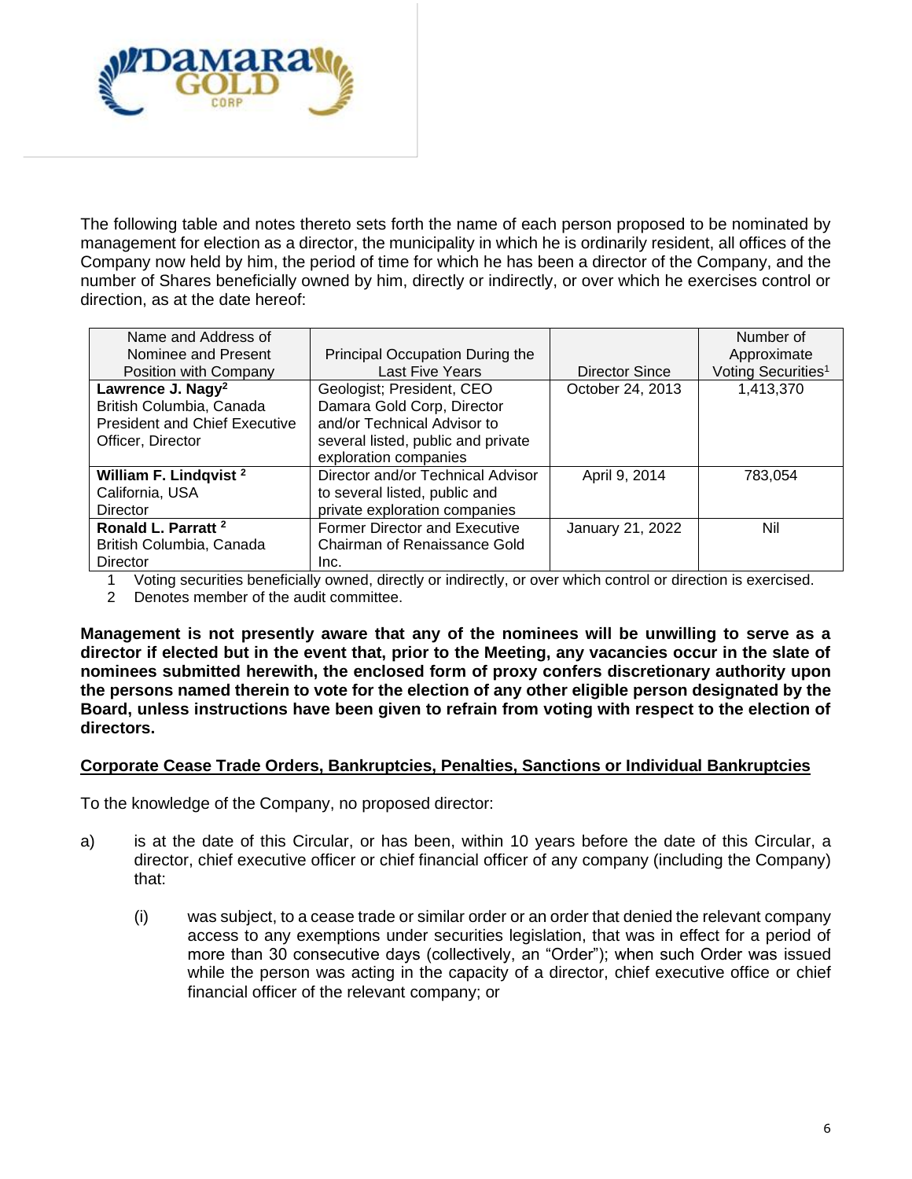The following table and notes thereto sets forth the name of each person proposed to be nominated by management for election as a director, the municipality in which he is ordinarily resident, all offices of the Company now held by him, the period of time for which he has been a director of the Company, and the number of Shares beneficially owned by him, directly or indirectly, or over which he exercises control or direction, as at the date hereof:

| Name and Address of Nominee and Present Position with Company | Principal Occupation During the Last Five Years | Director Since | Number of Approximate Voting Securities[1] |
|---|---|---|---|
| **Lawrence J. Nagy[2]**<br>British Columbia, Canada<br>President and Chief Executive Officer, Director | Geologist; President, CEO Damara Gold Corp, Director and/or Technical Advisor to several listed, public and private exploration companies | October 24, 2013 | 1,413,370 |
| **William F. Lindqvist [2]**<br>California, USA<br>Director | Director and/or Technical Advisor to several listed, public and private exploration companies | April 9, 2014 | 783,054 |
| **Ronald L. Parratt [2]**<br>British Columbia, Canada<br>Director | Former Director and Executive Chairman of Renaissance Gold Inc. | January 21, 2022 | Nil |

1 Voting securities beneficially owned, directly or indirectly, or over which control or direction is exercised.

2 Denotes member of the audit committee.

**Management is not presently aware that any of the nominees will be unwilling to serve as a director if elected but in the event that, prior to the Meeting, any vacancies occur in the slate of nominees submitted herewith, the enclosed form of proxy confers discretionary authority upon the persons named therein to vote for the election of any other eligible person designated by the Board, unless instructions have been given to refrain from voting with respect to the election of directors.**

**Corporate Cease Trade Orders, Bankruptcies, Penalties, Sanctions or Individual Bankruptcies**

To the knowledge of the Company, no proposed director:

a) is at the date of this Circular, or has been, within 10 years before the date of this Circular, a director, chief executive officer or chief financial officer of any company (including the Company) that:

(i) was subject, to a cease trade or similar order or an order that denied the relevant company access to any exemptions under securities legislation, that was in effect for a period of more than 30 consecutive days (collectively, an "Order"); when such Order was issued while the person was acting in the capacity of a director, chief executive office or chief financial officer of the relevant company; or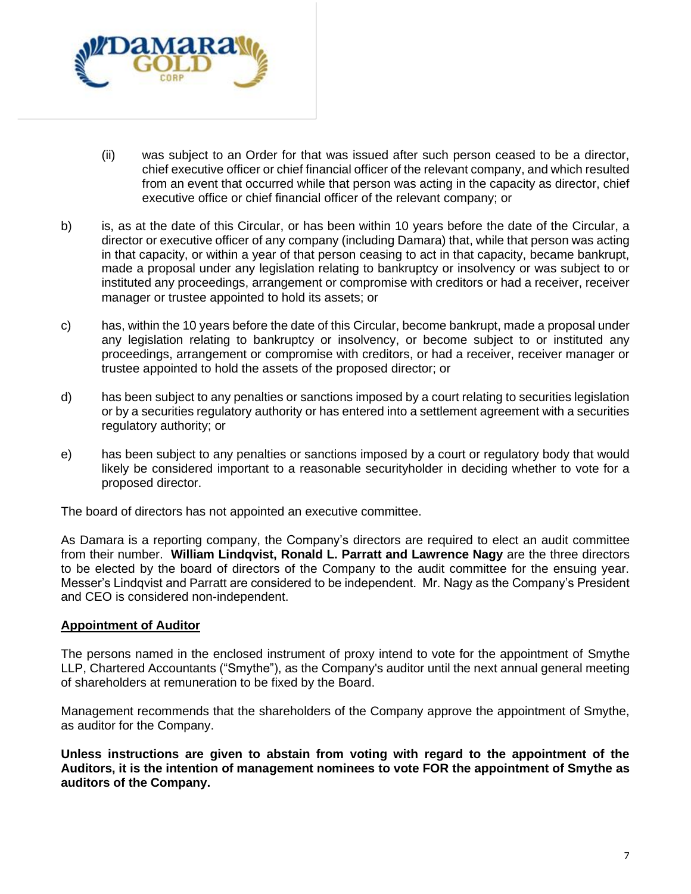(ii) was subject to an Order for that was issued after such person ceased to be a director, chief executive officer or chief financial officer of the relevant company, and which resulted from an event that occurred while that person was acting in the capacity as director, chief executive office or chief financial officer of the relevant company; or

b) is, as at the date of this Circular, or has been within 10 years before the date of the Circular, a director or executive officer of any company (including Damara) that, while that person was acting in that capacity, or within a year of that person ceasing to act in that capacity, became bankrupt, made a proposal under any legislation relating to bankruptcy or insolvency or was subject to or instituted any proceedings, arrangement or compromise with creditors or had a receiver, receiver manager or trustee appointed to hold its assets; or

c) has, within the 10 years before the date of this Circular, become bankrupt, made a proposal under any legislation relating to bankruptcy or insolvency, or become subject to or instituted any proceedings, arrangement or compromise with creditors, or had a receiver, receiver manager or trustee appointed to hold the assets of the proposed director; or

d) has been subject to any penalties or sanctions imposed by a court relating to securities legislation or by a securities regulatory authority or has entered into a settlement agreement with a securities regulatory authority; or

e) has been subject to any penalties or sanctions imposed by a court or regulatory body that would likely be considered important to a reasonable securityholder in deciding whether to vote for a proposed director.

The board of directors has not appointed an executive committee.

As Damara is a reporting company, the Company's directors are required to elect an audit committee from their number. **William Lindqvist, Ronald L. Parratt and Lawrence Nagy** are the three directors to be elected by the board of directors of the Company to the audit committee for the ensuing year. Messer's Lindqvist and Parratt are considered to be independent. Mr. Nagy as the Company's President and CEO is considered non-independent.

## Appointment of Auditor

The persons named in the enclosed instrument of proxy intend to vote for the appointment of Smythe LLP, Chartered Accountants ("Smythe"), as the Company's auditor until the next annual general meeting of shareholders at remuneration to be fixed by the Board.

Management recommends that the shareholders of the Company approve the appointment of Smythe, as auditor for the Company.

**Unless instructions are given to abstain from voting with regard to the appointment of the Auditors, it is the intention of management nominees to vote FOR the appointment of Smythe as auditors of the Company.**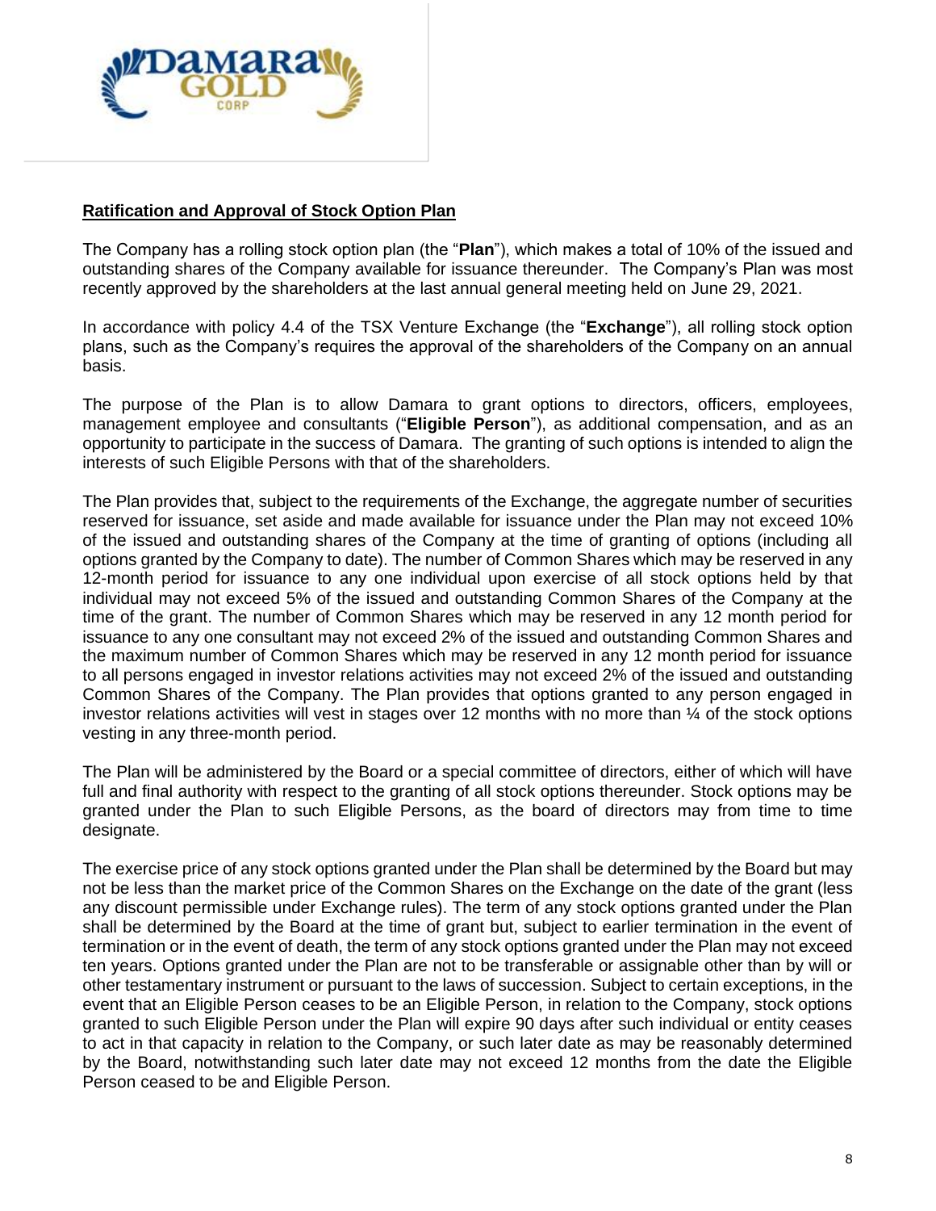**Ratification and Approval of Stock Option Plan**

The Company has a rolling stock option plan (the "**Plan**"), which makes a total of 10% of the issued and outstanding shares of the Company available for issuance thereunder. The Company's Plan was most recently approved by the shareholders at the last annual general meeting held on June 29, 2021.

In accordance with policy 4.4 of the TSX Venture Exchange (the "**Exchange**"), all rolling stock option plans, such as the Company's requires the approval of the shareholders of the Company on an annual basis.

The purpose of the Plan is to allow Damara to grant options to directors, officers, employees, management employee and consultants ("**Eligible Person**"), as additional compensation, and as an opportunity to participate in the success of Damara. The granting of such options is intended to align the interests of such Eligible Persons with that of the shareholders.

The Plan provides that, subject to the requirements of the Exchange, the aggregate number of securities reserved for issuance, set aside and made available for issuance under the Plan may not exceed 10% of the issued and outstanding shares of the Company at the time of granting of options (including all options granted by the Company to date). The number of Common Shares which may be reserved in any 12-month period for issuance to any one individual upon exercise of all stock options held by that individual may not exceed 5% of the issued and outstanding Common Shares of the Company at the time of the grant. The number of Common Shares which may be reserved in any 12 month period for issuance to any one consultant may not exceed 2% of the issued and outstanding Common Shares and the maximum number of Common Shares which may be reserved in any 12 month period for issuance to all persons engaged in investor relations activities may not exceed 2% of the issued and outstanding Common Shares of the Company. The Plan provides that options granted to any person engaged in investor relations activities will vest in stages over 12 months with no more than ¼ of the stock options vesting in any three-month period.

The Plan will be administered by the Board or a special committee of directors, either of which will have full and final authority with respect to the granting of all stock options thereunder. Stock options may be granted under the Plan to such Eligible Persons, as the board of directors may from time to time designate.

The exercise price of any stock options granted under the Plan shall be determined by the Board but may not be less than the market price of the Common Shares on the Exchange on the date of the grant (less any discount permissible under Exchange rules). The term of any stock options granted under the Plan shall be determined by the Board at the time of grant but, subject to earlier termination in the event of termination or in the event of death, the term of any stock options granted under the Plan may not exceed ten years. Options granted under the Plan are not to be transferable or assignable other than by will or other testamentary instrument or pursuant to the laws of succession. Subject to certain exceptions, in the event that an Eligible Person ceases to be an Eligible Person, in relation to the Company, stock options granted to such Eligible Person under the Plan will expire 90 days after such individual or entity ceases to act in that capacity in relation to the Company, or such later date as may be reasonably determined by the Board, notwithstanding such later date may not exceed 12 months from the date the Eligible Person ceased to be and Eligible Person.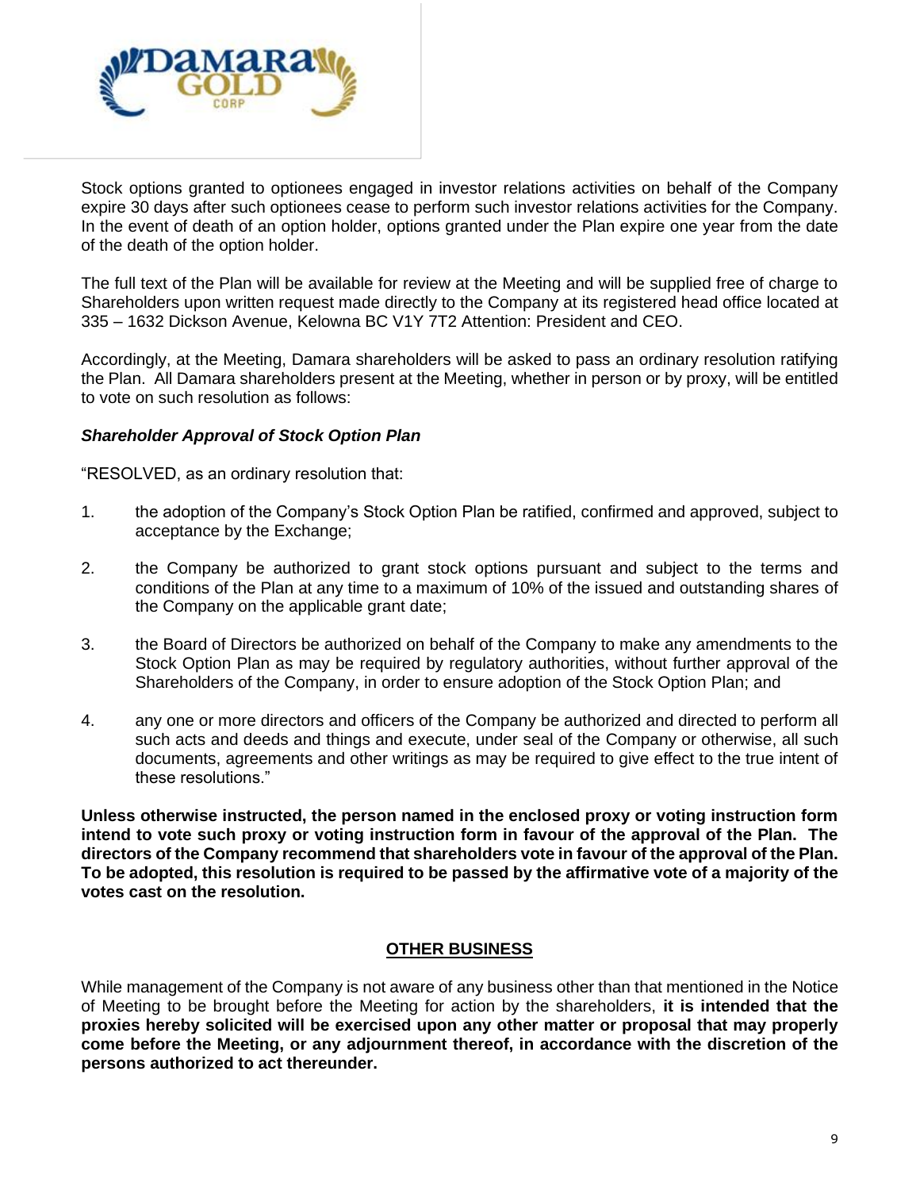Stock options granted to optionees engaged in investor relations activities on behalf of the Company expire 30 days after such optionees cease to perform such investor relations activities for the Company. In the event of death of an option holder, options granted under the Plan expire one year from the date of the death of the option holder.

The full text of the Plan will be available for review at the Meeting and will be supplied free of charge to Shareholders upon written request made directly to the Company at its registered head office located at 335 – 1632 Dickson Avenue, Kelowna BC V1Y 7T2 Attention: President and CEO.

Accordingly, at the Meeting, Damara shareholders will be asked to pass an ordinary resolution ratifying the Plan. All Damara shareholders present at the Meeting, whether in person or by proxy, will be entitled to vote on such resolution as follows:

***Shareholder Approval of Stock Option Plan***

"RESOLVED, as an ordinary resolution that:

1. the adoption of the Company's Stock Option Plan be ratified, confirmed and approved, subject to acceptance by the Exchange;

2. the Company be authorized to grant stock options pursuant and subject to the terms and conditions of the Plan at any time to a maximum of 10% of the issued and outstanding shares of the Company on the applicable grant date;

3. the Board of Directors be authorized on behalf of the Company to make any amendments to the Stock Option Plan as may be required by regulatory authorities, without further approval of the Shareholders of the Company, in order to ensure adoption of the Stock Option Plan; and

4. any one or more directors and officers of the Company be authorized and directed to perform all such acts and deeds and things and execute, under seal of the Company or otherwise, all such documents, agreements and other writings as may be required to give effect to the true intent of these resolutions."

**Unless otherwise instructed, the person named in the enclosed proxy or voting instruction form intend to vote such proxy or voting instruction form in favour of the approval of the Plan. The directors of the Company recommend that shareholders vote in favour of the approval of the Plan. To be adopted, this resolution is required to be passed by the affirmative vote of a majority of the votes cast on the resolution.**

## OTHER BUSINESS

While management of the Company is not aware of any business other than that mentioned in the Notice of Meeting to be brought before the Meeting for action by the shareholders, **it is intended that the proxies hereby solicited will be exercised upon any other matter or proposal that may properly come before the Meeting, or any adjournment thereof, in accordance with the discretion of the persons authorized to act thereunder.**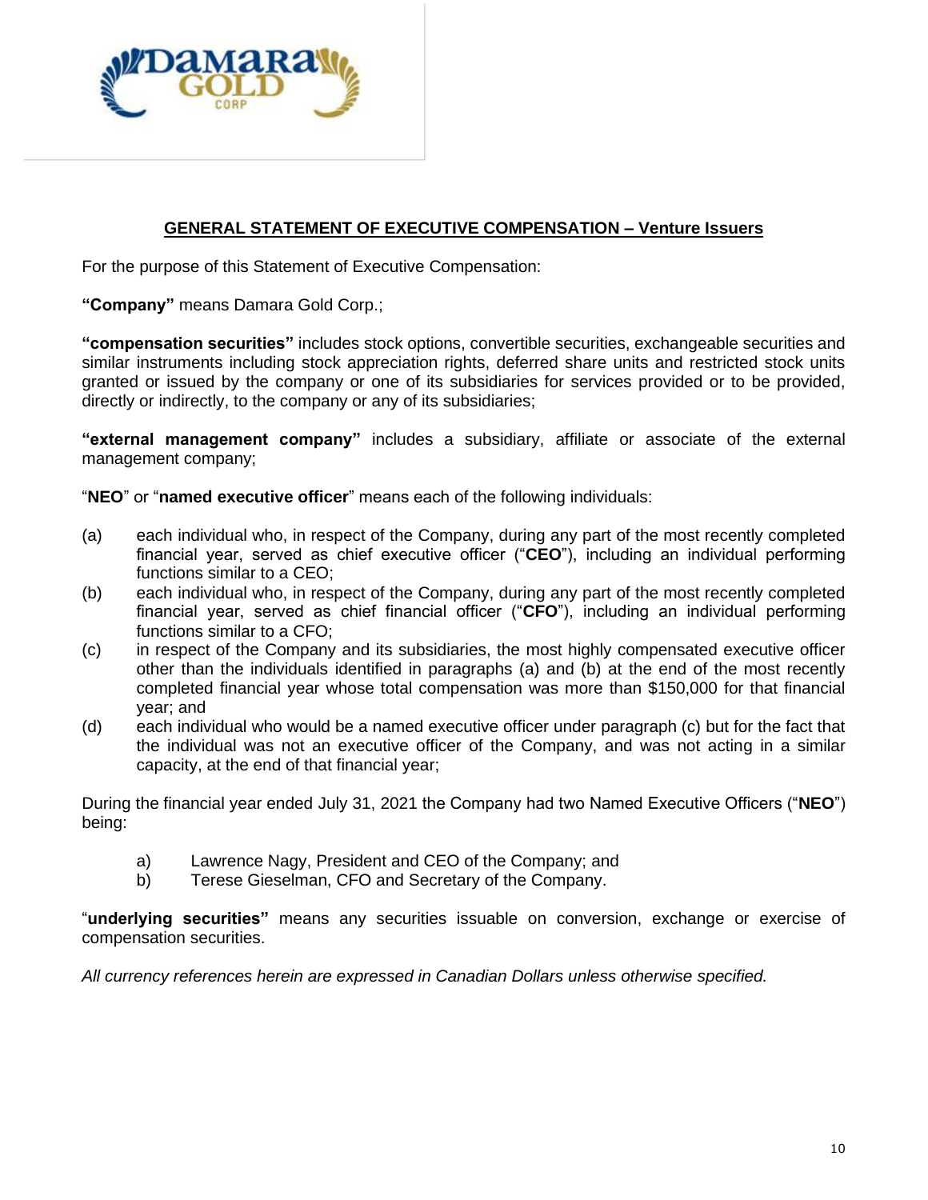## GENERAL STATEMENT OF EXECUTIVE COMPENSATION – Venture Issuers

For the purpose of this Statement of Executive Compensation:

**"Company"** means Damara Gold Corp.;

**"compensation securities"** includes stock options, convertible securities, exchangeable securities and similar instruments including stock appreciation rights, deferred share units and restricted stock units granted or issued by the company or one of its subsidiaries for services provided or to be provided, directly or indirectly, to the company or any of its subsidiaries;

**"external management company"** includes a subsidiary, affiliate or associate of the external management company;

"**NEO**" or "**named executive officer**" means each of the following individuals:

(a) each individual who, in respect of the Company, during any part of the most recently completed financial year, served as chief executive officer ("**CEO**"), including an individual performing functions similar to a CEO;

(b) each individual who, in respect of the Company, during any part of the most recently completed financial year, served as chief financial officer ("**CFO**"), including an individual performing functions similar to a CFO;

(c) in respect of the Company and its subsidiaries, the most highly compensated executive officer other than the individuals identified in paragraphs (a) and (b) at the end of the most recently completed financial year whose total compensation was more than $150,000 for that financial year; and

(d) each individual who would be a named executive officer under paragraph (c) but for the fact that the individual was not an executive officer of the Company, and was not acting in a similar capacity, at the end of that financial year;

During the financial year ended July 31, 2021 the Company had two Named Executive Officers ("**NEO**") being:

a) Lawrence Nagy, President and CEO of the Company; and
b) Terese Gieselman, CFO and Secretary of the Company.

"**underlying securities"** means any securities issuable on conversion, exchange or exercise of compensation securities.

*All currency references herein are expressed in Canadian Dollars unless otherwise specified.*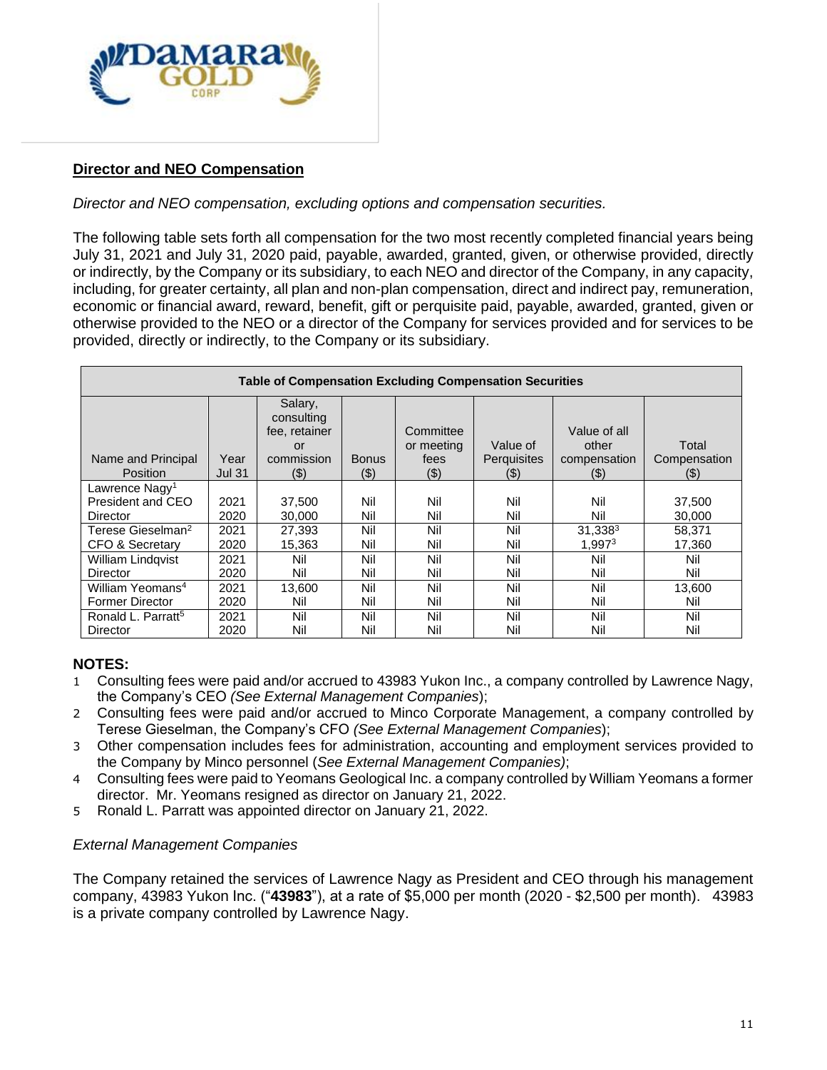## Director and NEO Compensation

*Director and NEO compensation, excluding options and compensation securities.*

The following table sets forth all compensation for the two most recently completed financial years being July 31, 2021 and July 31, 2020 paid, payable, awarded, granted, given, or otherwise provided, directly or indirectly, by the Company or its subsidiary, to each NEO and director of the Company, in any capacity, including, for greater certainty, all plan and non-plan compensation, direct and indirect pay, remuneration, economic or financial award, reward, benefit, gift or perquisite paid, payable, awarded, granted, given or otherwise provided to the NEO or a director of the Company for services provided and for services to be provided, directly or indirectly, to the Company or its subsidiary.

| Table of Compensation Excluding Compensation Securities | | | | | | | |
|---|---|---|---|---|---|---|---|
| Name and Principal Position | Year Jul 31 | Salary, consulting fee, retainer or commission ($) | Bonus ($) | Committee or meeting fees ($) | Value of Perquisites ($) | Value of all other compensation ($) | Total Compensation ($) |
| Lawrence Nagy[1] President and CEO Director | 2021<br>2020 | 37,500<br>30,000 | Nil<br>Nil | Nil<br>Nil | Nil<br>Nil | Nil<br>Nil | 37,500<br>30,000 |
| Terese Gieselman[2] CFO & Secretary | 2021<br>2020 | 27,393<br>15,363 | Nil<br>Nil | Nil<br>Nil | Nil<br>Nil | 31,338[3]<br>1,997[3] | 58,371<br>17,360 |
| William Lindqvist Director | 2021<br>2020 | Nil<br>Nil | Nil<br>Nil | Nil<br>Nil | Nil<br>Nil | Nil<br>Nil | Nil<br>Nil |
| William Yeomans[4] Former Director | 2021<br>2020 | 13,600<br>Nil | Nil<br>Nil | Nil<br>Nil | Nil<br>Nil | Nil<br>Nil | 13,600<br>Nil |
| Ronald L. Parratt[5] Director | 2021<br>2020 | Nil<br>Nil | Nil<br>Nil | Nil<br>Nil | Nil<br>Nil | Nil<br>Nil | Nil<br>Nil |

**NOTES:**

1. Consulting fees were paid and/or accrued to 43983 Yukon Inc., a company controlled by Lawrence Nagy, the Company's CEO *(See External Management Companies*);
2. Consulting fees were paid and/or accrued to Minco Corporate Management, a company controlled by Terese Gieselman, the Company's CFO *(See External Management Companies*);
3. Other compensation includes fees for administration, accounting and employment services provided to the Company by Minco personnel (*See External Management Companies)*;
4. Consulting fees were paid to Yeomans Geological Inc. a company controlled by William Yeomans a former director. Mr. Yeomans resigned as director on January 21, 2022.
5. Ronald L. Parratt was appointed director on January 21, 2022.

*External Management Companies*

The Company retained the services of Lawrence Nagy as President and CEO through his management company, 43983 Yukon Inc. ("**43983**"), at a rate of $5,000 per month (2020 - $2,500 per month). 43983 is a private company controlled by Lawrence Nagy.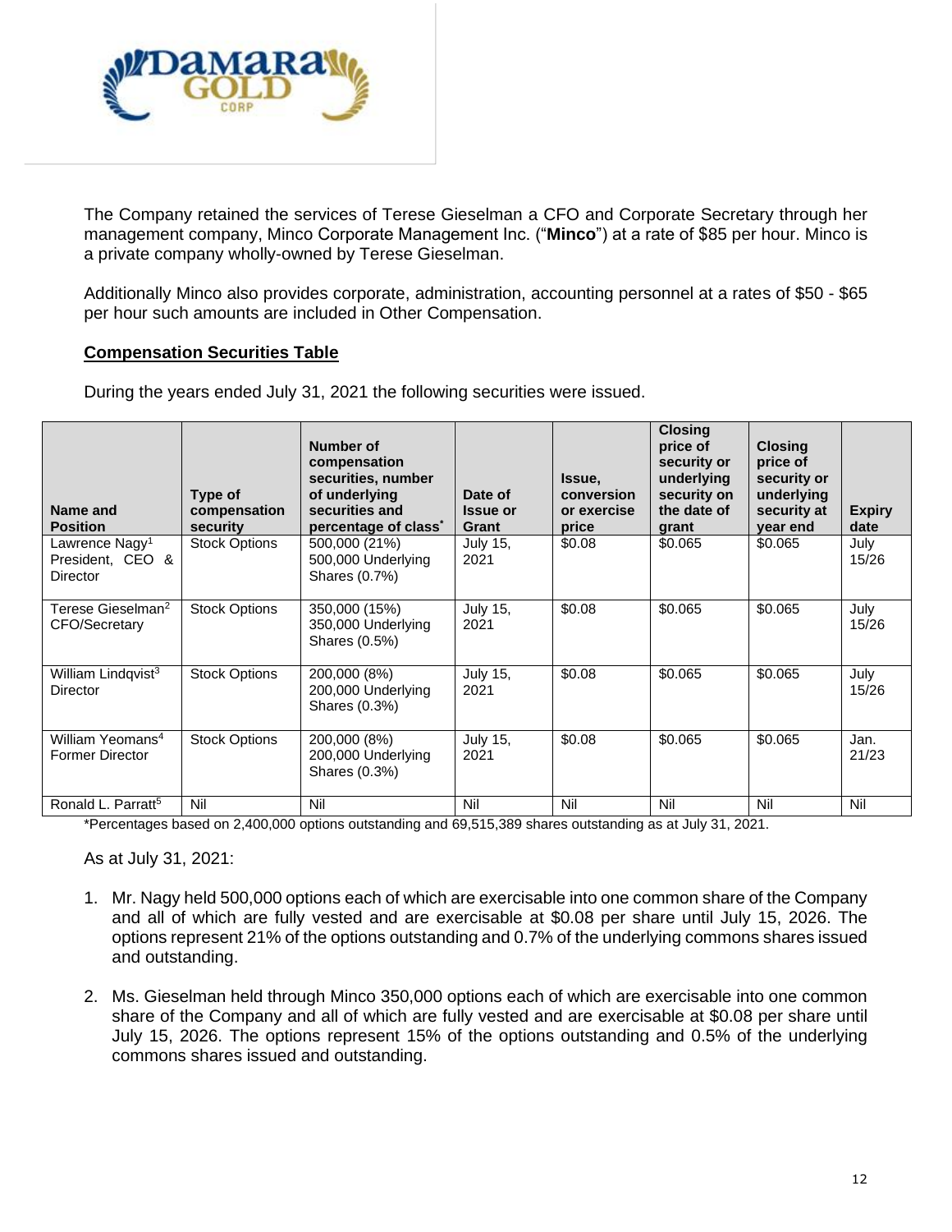The Company retained the services of Terese Gieselman a CFO and Corporate Secretary through her management company, Minco Corporate Management Inc. ("**Minco**") at a rate of $85 per hour. Minco is a private company wholly-owned by Terese Gieselman.

Additionally Minco also provides corporate, administration, accounting personnel at a rates of $50 - $65 per hour such amounts are included in Other Compensation.

**Compensation Securities Table**

During the years ended July 31, 2021 the following securities were issued.

| Name and Position | Type of compensation security | Number of compensation securities, number of underlying securities and percentage of class* | Date of Issue or Grant | Issue, conversion or exercise price | Closing price of security or underlying security on the date of grant | Closing price of security or underlying security at year end | Expiry date |
|---|---|---|---|---|---|---|---|
| Lawrence Nagy[1] President, CEO & Director | Stock Options | 500,000 (21%) 500,000 Underlying Shares (0.7%) | July 15, 2021 | $0.08 | $0.065 | $0.065 | July 15/26 |
| Terese Gieselman[2] CFO/Secretary | Stock Options | 350,000 (15%) 350,000 Underlying Shares (0.5%) | July 15, 2021 | $0.08 | $0.065 | $0.065 | July 15/26 |
| William Lindqvist[3] Director | Stock Options | 200,000 (8%) 200,000 Underlying Shares (0.3%) | July 15, 2021 | $0.08 | $0.065 | $0.065 | July 15/26 |
| William Yeomans[4] Former Director | Stock Options | 200,000 (8%) 200,000 Underlying Shares (0.3%) | July 15, 2021 | $0.08 | $0.065 | $0.065 | Jan. 21/23 |
| Ronald L. Parratt[5] | Nil | Nil | Nil | Nil | Nil | Nil | Nil |

*Percentages based on 2,400,000 options outstanding and 69,515,389 shares outstanding as at July 31, 2021.

As at July 31, 2021:

1. Mr. Nagy held 500,000 options each of which are exercisable into one common share of the Company and all of which are fully vested and are exercisable at $0.08 per share until July 15, 2026. The options represent 21% of the options outstanding and 0.7% of the underlying commons shares issued and outstanding.

2. Ms. Gieselman held through Minco 350,000 options each of which are exercisable into one common share of the Company and all of which are fully vested and are exercisable at $0.08 per share until July 15, 2026. The options represent 15% of the options outstanding and 0.5% of the underlying commons shares issued and outstanding.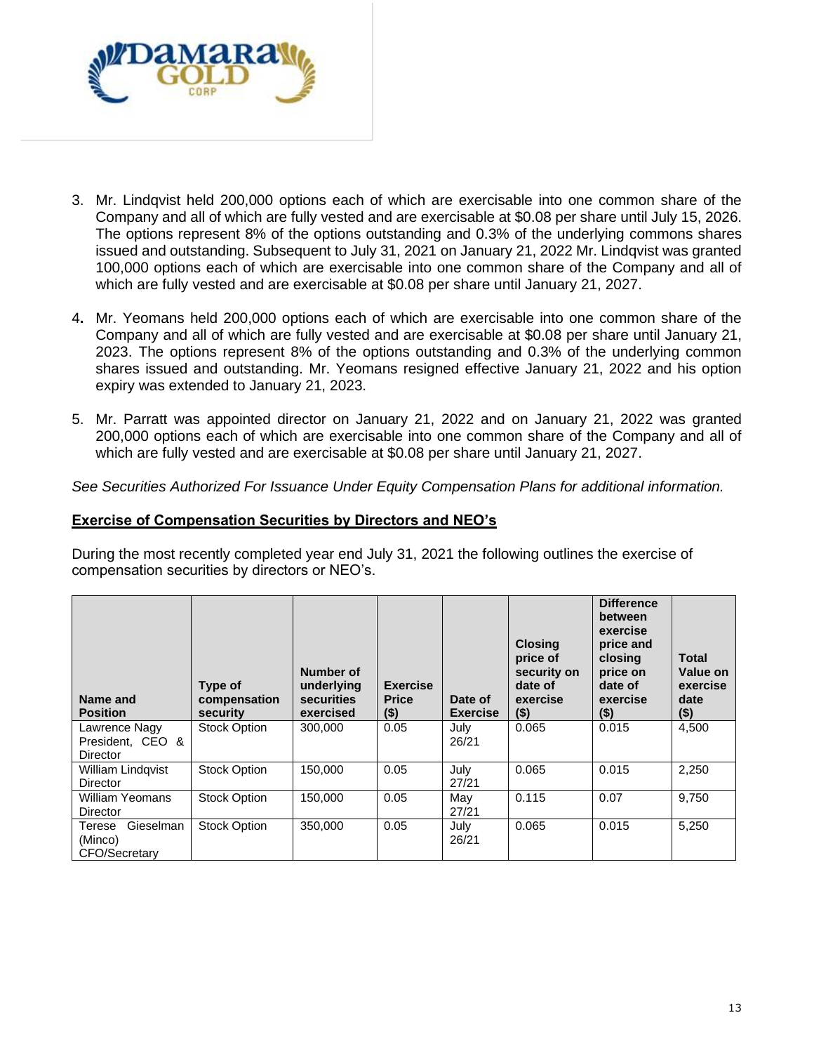3. Mr. Lindqvist held 200,000 options each of which are exercisable into one common share of the Company and all of which are fully vested and are exercisable at $0.08 per share until July 15, 2026. The options represent 8% of the options outstanding and 0.3% of the underlying commons shares issued and outstanding. Subsequent to July 31, 2021 on January 21, 2022 Mr. Lindqvist was granted 100,000 options each of which are exercisable into one common share of the Company and all of which are fully vested and are exercisable at $0.08 per share until January 21, 2027.

4. Mr. Yeomans held 200,000 options each of which are exercisable into one common share of the Company and all of which are fully vested and are exercisable at $0.08 per share until January 21, 2023. The options represent 8% of the options outstanding and 0.3% of the underlying common shares issued and outstanding. Mr. Yeomans resigned effective January 21, 2022 and his option expiry was extended to January 21, 2023.

5. Mr. Parratt was appointed director on January 21, 2022 and on January 21, 2022 was granted 200,000 options each of which are exercisable into one common share of the Company and all of which are fully vested and are exercisable at $0.08 per share until January 21, 2027.

*See Securities Authorized For Issuance Under Equity Compensation Plans for additional information.*

## Exercise of Compensation Securities by Directors and NEO's

During the most recently completed year end July 31, 2021 the following outlines the exercise of compensation securities by directors or NEO's.

| Name and Position | Type of compensation security | Number of underlying securities exercised | Exercise Price ($) | Date of Exercise | Closing price of security on date of exercise ($) | Difference between exercise price and closing price on date of exercise ($) | Total Value on exercise date ($) |
|---|---|---|---|---|---|---|---|
| Lawrence Nagy President, CEO & Director | Stock Option | 300,000 | 0.05 | July 26/21 | 0.065 | 0.015 | 4,500 |
| William Lindqvist Director | Stock Option | 150,000 | 0.05 | July 27/21 | 0.065 | 0.015 | 2,250 |
| William Yeomans Director | Stock Option | 150,000 | 0.05 | May 27/21 | 0.115 | 0.07 | 9,750 |
| Terese Gieselman (Minco) CFO/Secretary | Stock Option | 350,000 | 0.05 | July 26/21 | 0.065 | 0.015 | 5,250 |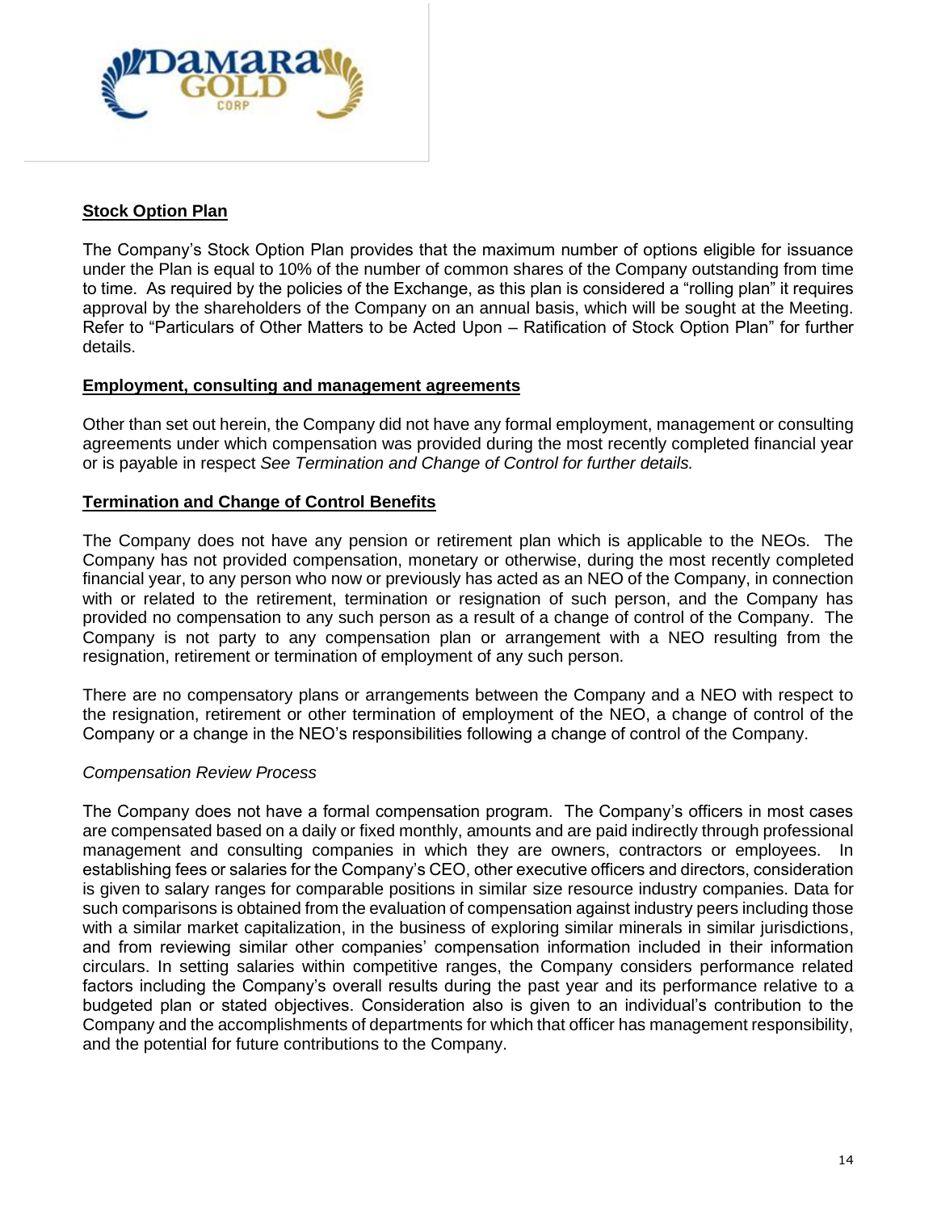**Stock Option Plan**

The Company's Stock Option Plan provides that the maximum number of options eligible for issuance under the Plan is equal to 10% of the number of common shares of the Company outstanding from time to time. As required by the policies of the Exchange, as this plan is considered a "rolling plan" it requires approval by the shareholders of the Company on an annual basis, which will be sought at the Meeting. Refer to "Particulars of Other Matters to be Acted Upon – Ratification of Stock Option Plan" for further details.

**Employment, consulting and management agreements**

Other than set out herein, the Company did not have any formal employment, management or consulting agreements under which compensation was provided during the most recently completed financial year or is payable in respect *See Termination and Change of Control for further details.*

**Termination and Change of Control Benefits**

The Company does not have any pension or retirement plan which is applicable to the NEOs. The Company has not provided compensation, monetary or otherwise, during the most recently completed financial year, to any person who now or previously has acted as an NEO of the Company, in connection with or related to the retirement, termination or resignation of such person, and the Company has provided no compensation to any such person as a result of a change of control of the Company. The Company is not party to any compensation plan or arrangement with a NEO resulting from the resignation, retirement or termination of employment of any such person.

There are no compensatory plans or arrangements between the Company and a NEO with respect to the resignation, retirement or other termination of employment of the NEO, a change of control of the Company or a change in the NEO's responsibilities following a change of control of the Company.

*Compensation Review Process*

The Company does not have a formal compensation program. The Company's officers in most cases are compensated based on a daily or fixed monthly, amounts and are paid indirectly through professional management and consulting companies in which they are owners, contractors or employees. In establishing fees or salaries for the Company's CEO, other executive officers and directors, consideration is given to salary ranges for comparable positions in similar size resource industry companies. Data for such comparisons is obtained from the evaluation of compensation against industry peers including those with a similar market capitalization, in the business of exploring similar minerals in similar jurisdictions, and from reviewing similar other companies' compensation information included in their information circulars. In setting salaries within competitive ranges, the Company considers performance related factors including the Company's overall results during the past year and its performance relative to a budgeted plan or stated objectives. Consideration also is given to an individual's contribution to the Company and the accomplishments of departments for which that officer has management responsibility, and the potential for future contributions to the Company.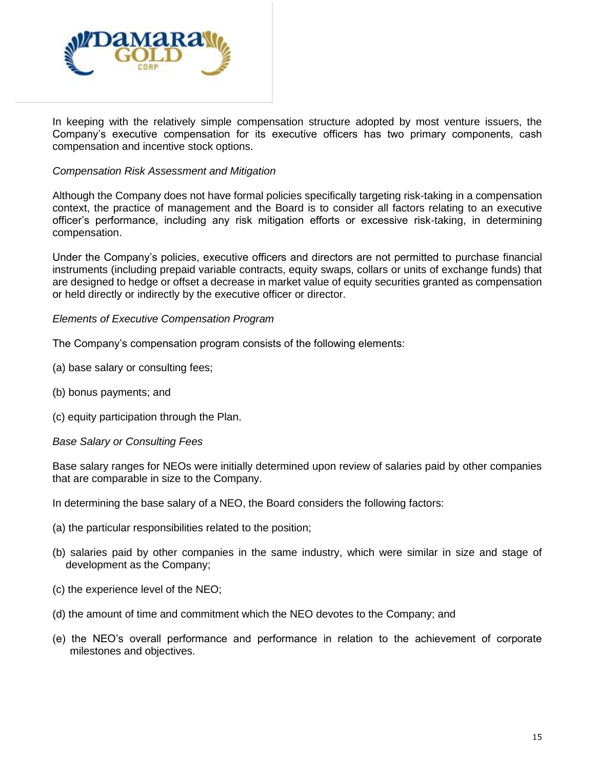In keeping with the relatively simple compensation structure adopted by most venture issuers, the Company's executive compensation for its executive officers has two primary components, cash compensation and incentive stock options.

*Compensation Risk Assessment and Mitigation*

Although the Company does not have formal policies specifically targeting risk-taking in a compensation context, the practice of management and the Board is to consider all factors relating to an executive officer's performance, including any risk mitigation efforts or excessive risk-taking, in determining compensation.

Under the Company's policies, executive officers and directors are not permitted to purchase financial instruments (including prepaid variable contracts, equity swaps, collars or units of exchange funds) that are designed to hedge or offset a decrease in market value of equity securities granted as compensation or held directly or indirectly by the executive officer or director.

*Elements of Executive Compensation Program*

The Company's compensation program consists of the following elements:

(a) base salary or consulting fees;

(b) bonus payments; and

(c) equity participation through the Plan.

*Base Salary or Consulting Fees*

Base salary ranges for NEOs were initially determined upon review of salaries paid by other companies that are comparable in size to the Company.

In determining the base salary of a NEO, the Board considers the following factors:

(a) the particular responsibilities related to the position;

(b) salaries paid by other companies in the same industry, which were similar in size and stage of development as the Company;

(c) the experience level of the NEO;

(d) the amount of time and commitment which the NEO devotes to the Company; and

(e) the NEO's overall performance and performance in relation to the achievement of corporate milestones and objectives.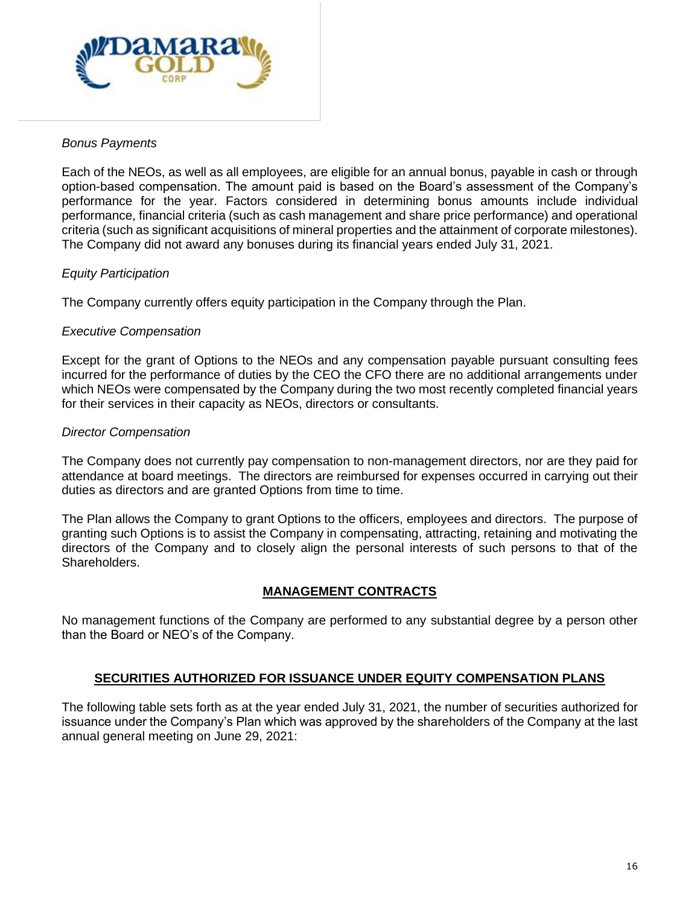*Bonus Payments*

Each of the NEOs, as well as all employees, are eligible for an annual bonus, payable in cash or through option-based compensation. The amount paid is based on the Board's assessment of the Company's performance for the year. Factors considered in determining bonus amounts include individual performance, financial criteria (such as cash management and share price performance) and operational criteria (such as significant acquisitions of mineral properties and the attainment of corporate milestones). The Company did not award any bonuses during its financial years ended July 31, 2021.

*Equity Participation*

The Company currently offers equity participation in the Company through the Plan.

*Executive Compensation*

Except for the grant of Options to the NEOs and any compensation payable pursuant consulting fees incurred for the performance of duties by the CEO the CFO there are no additional arrangements under which NEOs were compensated by the Company during the two most recently completed financial years for their services in their capacity as NEOs, directors or consultants.

*Director Compensation*

The Company does not currently pay compensation to non-management directors, nor are they paid for attendance at board meetings. The directors are reimbursed for expenses occurred in carrying out their duties as directors and are granted Options from time to time.

The Plan allows the Company to grant Options to the officers, employees and directors. The purpose of granting such Options is to assist the Company in compensating, attracting, retaining and motivating the directors of the Company and to closely align the personal interests of such persons to that of the Shareholders.

## MANAGEMENT CONTRACTS

No management functions of the Company are performed to any substantial degree by a person other than the Board or NEO's of the Company.

## SECURITIES AUTHORIZED FOR ISSUANCE UNDER EQUITY COMPENSATION PLANS

The following table sets forth as at the year ended July 31, 2021, the number of securities authorized for issuance under the Company's Plan which was approved by the shareholders of the Company at the last annual general meeting on June 29, 2021: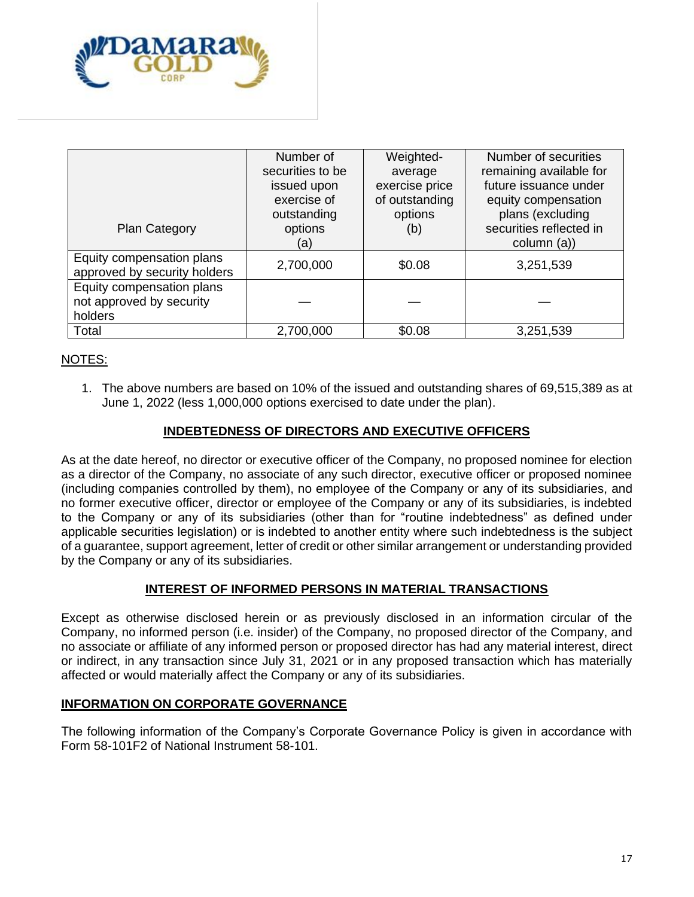| Plan Category | Number of securities to be issued upon exercise of outstanding options (a) | Weighted-average exercise price of outstanding options (b) | Number of securities remaining available for future issuance under equity compensation plans (excluding securities reflected in column (a)) |
|---|---|---|---|
| Equity compensation plans approved by security holders | 2,700,000 | $0.08 | 3,251,539 |
| Equity compensation plans not approved by security holders | — | — | — |
| Total | 2,700,000 | $0.08 | 3,251,539 |

NOTES:

1. The above numbers are based on 10% of the issued and outstanding shares of 69,515,389 as at June 1, 2022 (less 1,000,000 options exercised to date under the plan).

## INDEBTEDNESS OF DIRECTORS AND EXECUTIVE OFFICERS

As at the date hereof, no director or executive officer of the Company, no proposed nominee for election as a director of the Company, no associate of any such director, executive officer or proposed nominee (including companies controlled by them), no employee of the Company or any of its subsidiaries, and no former executive officer, director or employee of the Company or any of its subsidiaries, is indebted to the Company or any of its subsidiaries (other than for "routine indebtedness" as defined under applicable securities legislation) or is indebted to another entity where such indebtedness is the subject of a guarantee, support agreement, letter of credit or other similar arrangement or understanding provided by the Company or any of its subsidiaries.

## INTEREST OF INFORMED PERSONS IN MATERIAL TRANSACTIONS

Except as otherwise disclosed herein or as previously disclosed in an information circular of the Company, no informed person (i.e. insider) of the Company, no proposed director of the Company, and no associate or affiliate of any informed person or proposed director has had any material interest, direct or indirect, in any transaction since July 31, 2021 or in any proposed transaction which has materially affected or would materially affect the Company or any of its subsidiaries.

## INFORMATION ON CORPORATE GOVERNANCE

The following information of the Company's Corporate Governance Policy is given in accordance with Form 58-101F2 of National Instrument 58-101.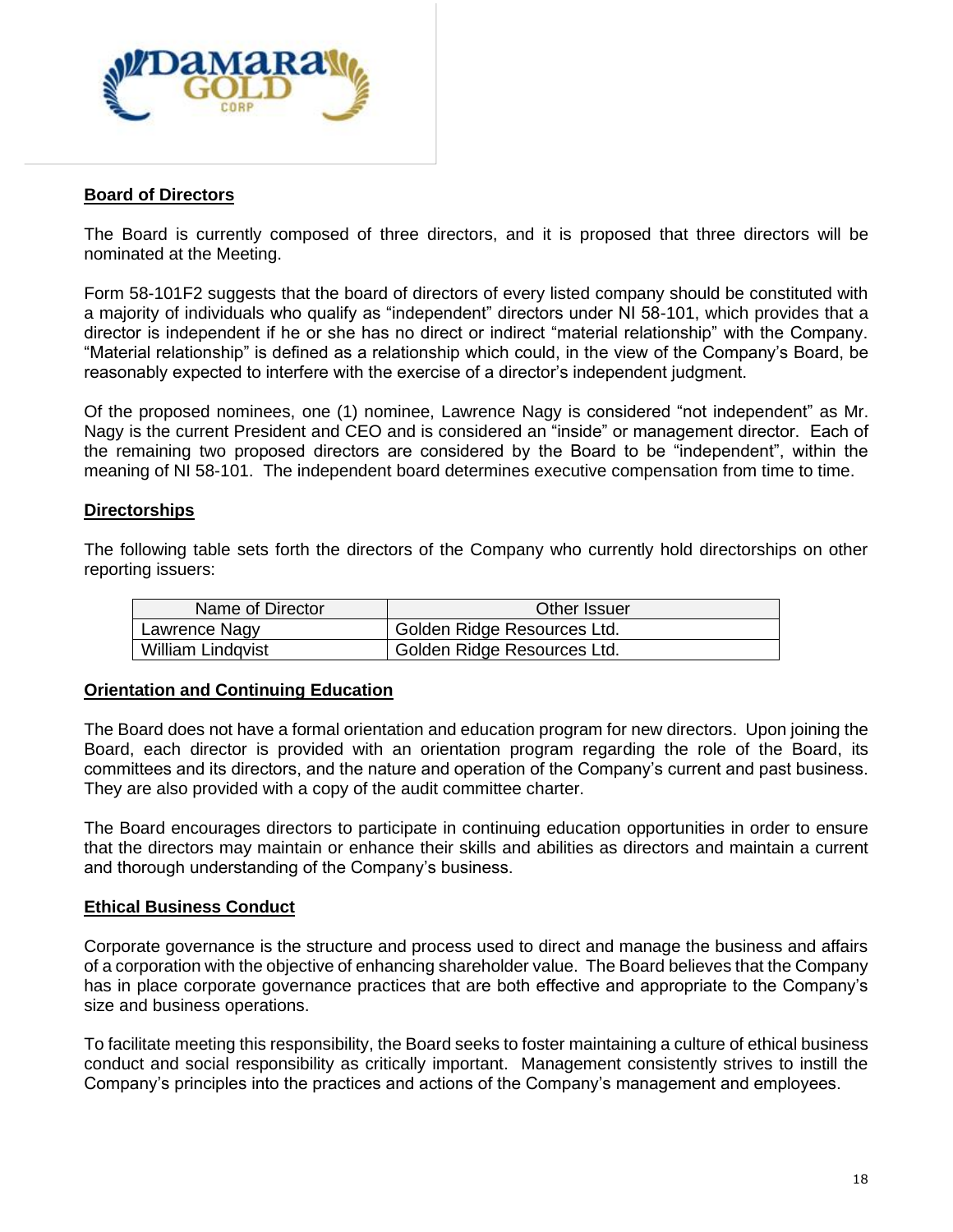## Board of Directors

The Board is currently composed of three directors, and it is proposed that three directors will be nominated at the Meeting.

Form 58-101F2 suggests that the board of directors of every listed company should be constituted with a majority of individuals who qualify as "independent" directors under NI 58-101, which provides that a director is independent if he or she has no direct or indirect "material relationship" with the Company. "Material relationship" is defined as a relationship which could, in the view of the Company's Board, be reasonably expected to interfere with the exercise of a director's independent judgment.

Of the proposed nominees, one (1) nominee, Lawrence Nagy is considered "not independent" as Mr. Nagy is the current President and CEO and is considered an "inside" or management director. Each of the remaining two proposed directors are considered by the Board to be "independent", within the meaning of NI 58-101. The independent board determines executive compensation from time to time.

## Directorships

The following table sets forth the directors of the Company who currently hold directorships on other reporting issuers:

| Name of Director | Other Issuer |
|---|---|
| Lawrence Nagy | Golden Ridge Resources Ltd. |
| William Lindqvist | Golden Ridge Resources Ltd. |

## Orientation and Continuing Education

The Board does not have a formal orientation and education program for new directors. Upon joining the Board, each director is provided with an orientation program regarding the role of the Board, its committees and its directors, and the nature and operation of the Company's current and past business. They are also provided with a copy of the audit committee charter.

The Board encourages directors to participate in continuing education opportunities in order to ensure that the directors may maintain or enhance their skills and abilities as directors and maintain a current and thorough understanding of the Company's business.

## Ethical Business Conduct

Corporate governance is the structure and process used to direct and manage the business and affairs of a corporation with the objective of enhancing shareholder value. The Board believes that the Company has in place corporate governance practices that are both effective and appropriate to the Company's size and business operations.

To facilitate meeting this responsibility, the Board seeks to foster maintaining a culture of ethical business conduct and social responsibility as critically important. Management consistently strives to instill the Company's principles into the practices and actions of the Company's management and employees.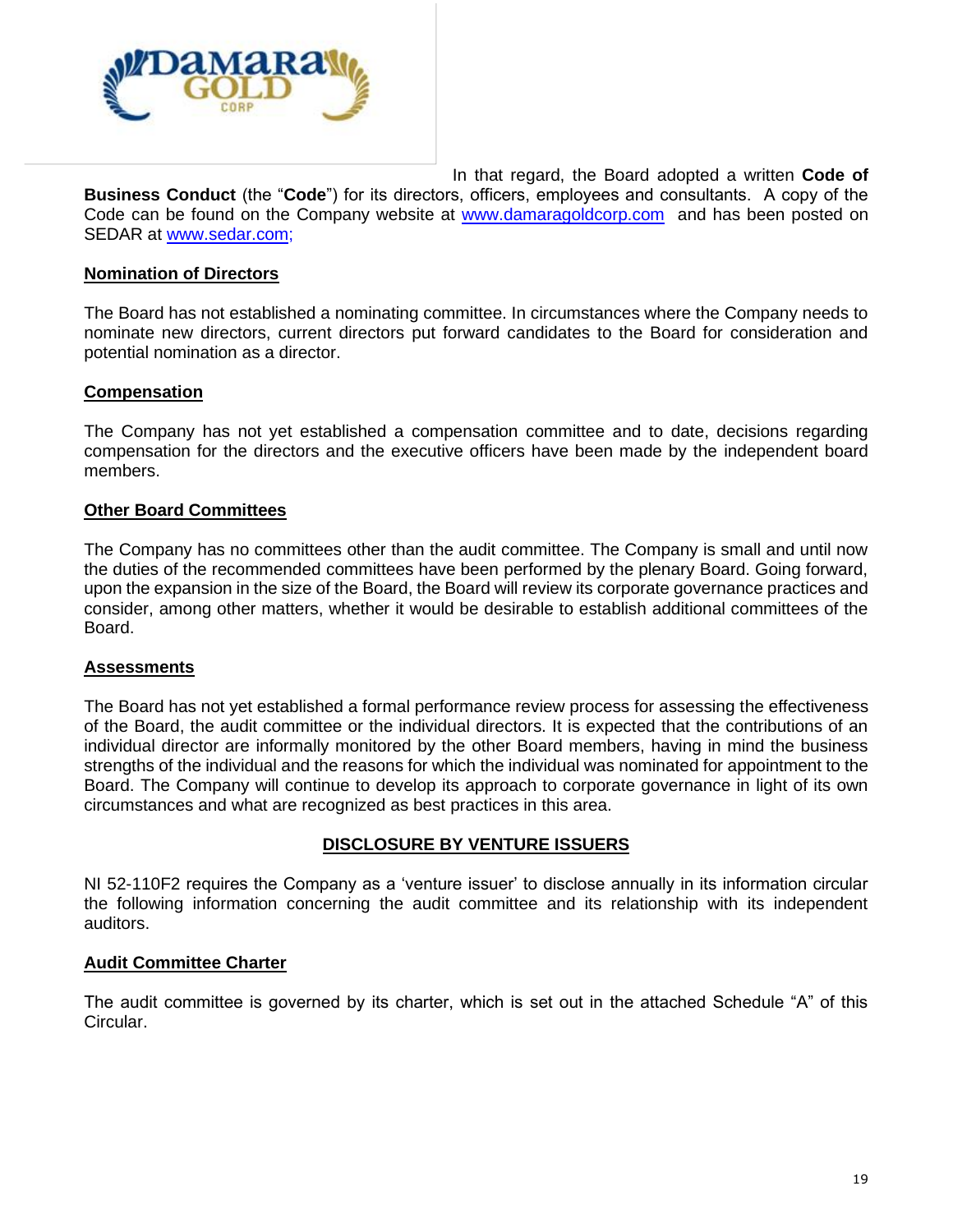In that regard, the Board adopted a written **Code of Business Conduct** (the "**Code**") for its directors, officers, employees and consultants. A copy of the Code can be found on the Company website at www.damaragoldcorp.com and has been posted on SEDAR at www.sedar.com;

**Nomination of Directors**

The Board has not established a nominating committee. In circumstances where the Company needs to nominate new directors, current directors put forward candidates to the Board for consideration and potential nomination as a director.

**Compensation**

The Company has not yet established a compensation committee and to date, decisions regarding compensation for the directors and the executive officers have been made by the independent board members.

**Other Board Committees**

The Company has no committees other than the audit committee. The Company is small and until now the duties of the recommended committees have been performed by the plenary Board. Going forward, upon the expansion in the size of the Board, the Board will review its corporate governance practices and consider, among other matters, whether it would be desirable to establish additional committees of the Board.

**Assessments**

The Board has not yet established a formal performance review process for assessing the effectiveness of the Board, the audit committee or the individual directors. It is expected that the contributions of an individual director are informally monitored by the other Board members, having in mind the business strengths of the individual and the reasons for which the individual was nominated for appointment to the Board. The Company will continue to develop its approach to corporate governance in light of its own circumstances and what are recognized as best practices in this area.

## DISCLOSURE BY VENTURE ISSUERS

NI 52-110F2 requires the Company as a 'venture issuer' to disclose annually in its information circular the following information concerning the audit committee and its relationship with its independent auditors.

**Audit Committee Charter**

The audit committee is governed by its charter, which is set out in the attached Schedule "A" of this Circular.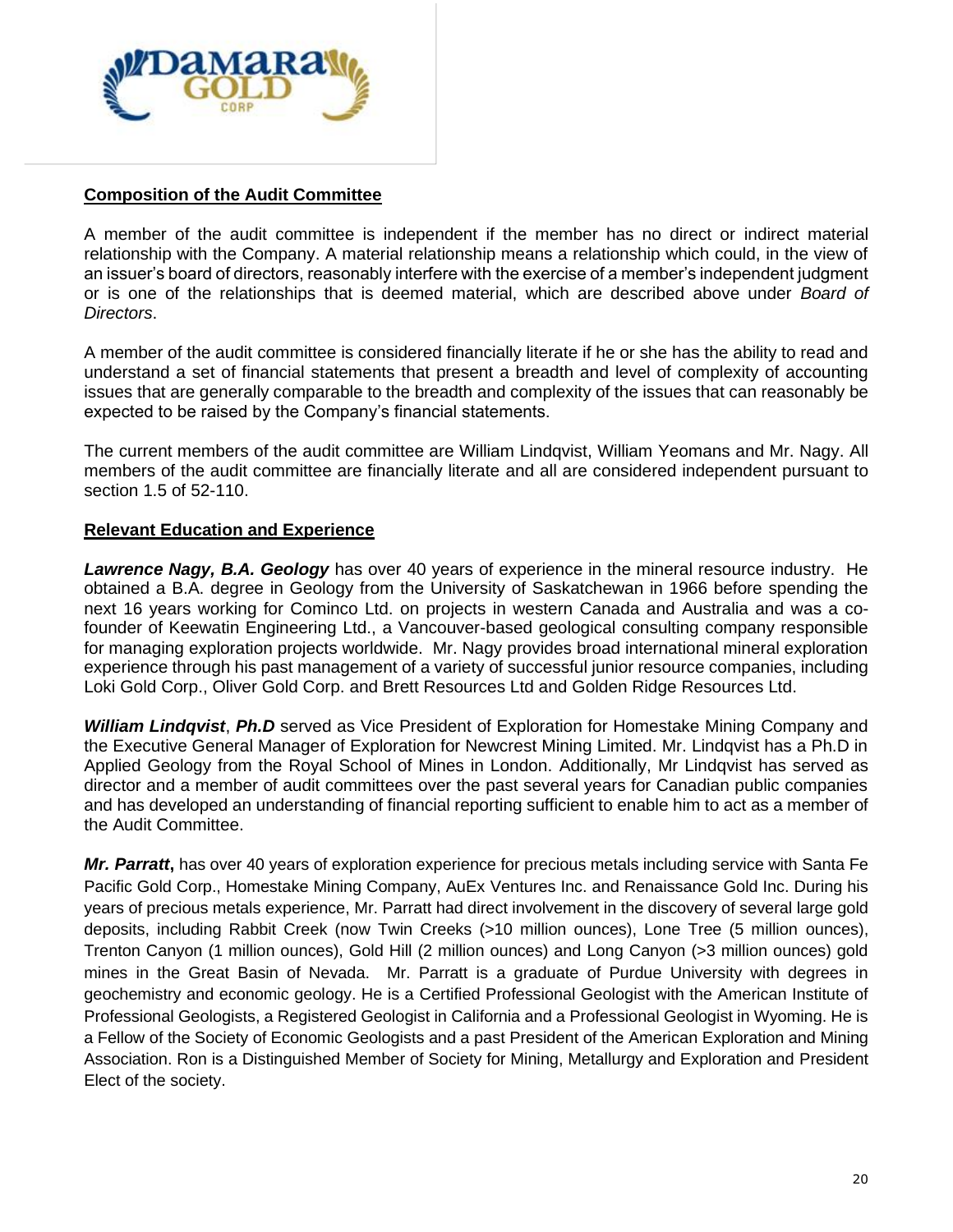**Composition of the Audit Committee**

A member of the audit committee is independent if the member has no direct or indirect material relationship with the Company. A material relationship means a relationship which could, in the view of an issuer's board of directors, reasonably interfere with the exercise of a member's independent judgment or is one of the relationships that is deemed material, which are described above under *Board of Directors*.

A member of the audit committee is considered financially literate if he or she has the ability to read and understand a set of financial statements that present a breadth and level of complexity of accounting issues that are generally comparable to the breadth and complexity of the issues that can reasonably be expected to be raised by the Company's financial statements.

The current members of the audit committee are William Lindqvist, William Yeomans and Mr. Nagy. All members of the audit committee are financially literate and all are considered independent pursuant to section 1.5 of 52-110.

**Relevant Education and Experience**

***Lawrence Nagy, B.A. Geology*** has over 40 years of experience in the mineral resource industry. He obtained a B.A. degree in Geology from the University of Saskatchewan in 1966 before spending the next 16 years working for Cominco Ltd. on projects in western Canada and Australia and was a co-founder of Keewatin Engineering Ltd., a Vancouver-based geological consulting company responsible for managing exploration projects worldwide. Mr. Nagy provides broad international mineral exploration experience through his past management of a variety of successful junior resource companies, including Loki Gold Corp., Oliver Gold Corp. and Brett Resources Ltd and Golden Ridge Resources Ltd.

***William Lindqvist***, ***Ph.D*** served as Vice President of Exploration for Homestake Mining Company and the Executive General Manager of Exploration for Newcrest Mining Limited. Mr. Lindqvist has a Ph.D in Applied Geology from the Royal School of Mines in London. Additionally, Mr Lindqvist has served as director and a member of audit committees over the past several years for Canadian public companies and has developed an understanding of financial reporting sufficient to enable him to act as a member of the Audit Committee.

***Mr. Parratt*****,** has over 40 years of exploration experience for precious metals including service with Santa Fe Pacific Gold Corp., Homestake Mining Company, AuEx Ventures Inc. and Renaissance Gold Inc. During his years of precious metals experience, Mr. Parratt had direct involvement in the discovery of several large gold deposits, including Rabbit Creek (now Twin Creeks (>10 million ounces), Lone Tree (5 million ounces), Trenton Canyon (1 million ounces), Gold Hill (2 million ounces) and Long Canyon (>3 million ounces) gold mines in the Great Basin of Nevada. Mr. Parratt is a graduate of Purdue University with degrees in geochemistry and economic geology. He is a Certified Professional Geologist with the American Institute of Professional Geologists, a Registered Geologist in California and a Professional Geologist in Wyoming. He is a Fellow of the Society of Economic Geologists and a past President of the American Exploration and Mining Association. Ron is a Distinguished Member of Society for Mining, Metallurgy and Exploration and President Elect of the society.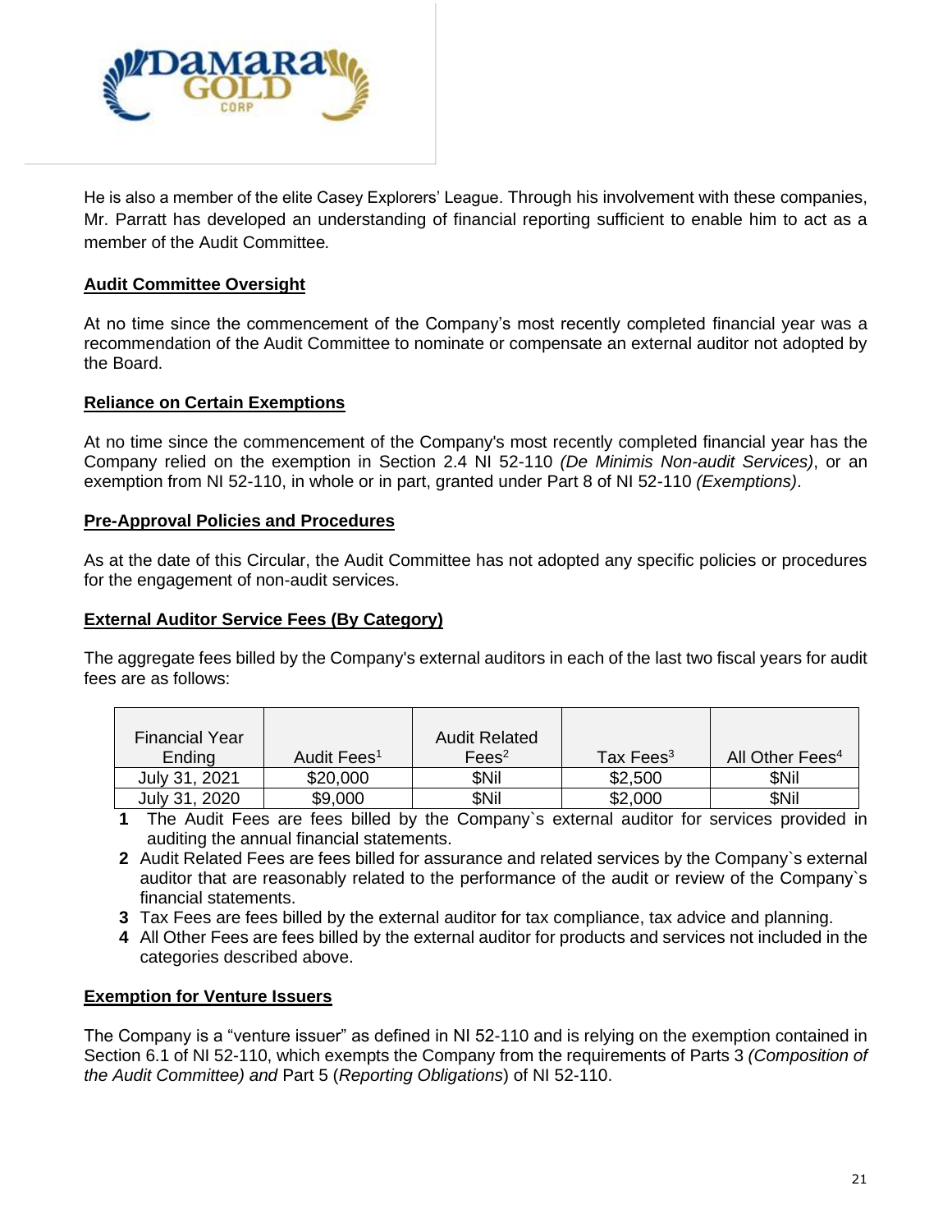He is also a member of the elite Casey Explorers' League. Through his involvement with these companies, Mr. Parratt has developed an understanding of financial reporting sufficient to enable him to act as a member of the Audit Committee.

## Audit Committee Oversight

At no time since the commencement of the Company's most recently completed financial year was a recommendation of the Audit Committee to nominate or compensate an external auditor not adopted by the Board.

## Reliance on Certain Exemptions

At no time since the commencement of the Company's most recently completed financial year has the Company relied on the exemption in Section 2.4 NI 52-110 *(De Minimis Non-audit Services)*, or an exemption from NI 52-110, in whole or in part, granted under Part 8 of NI 52-110 *(Exemptions)*.

## Pre-Approval Policies and Procedures

As at the date of this Circular, the Audit Committee has not adopted any specific policies or procedures for the engagement of non-audit services.

## External Auditor Service Fees (By Category)

The aggregate fees billed by the Company's external auditors in each of the last two fiscal years for audit fees are as follows:

| Financial Year Ending | Audit Fees[1] | Audit Related Fees[2] | Tax Fees[3] | All Other Fees[4] |
|---|---|---|---|---|
| July 31, 2021 | $20,000 | $Nil | $2,500 | $Nil |
| July 31, 2020 | $9,000 | $Nil | $2,000 | $Nil |

1. The Audit Fees are fees billed by the Company`s external auditor for services provided in auditing the annual financial statements.
2. Audit Related Fees are fees billed for assurance and related services by the Company`s external auditor that are reasonably related to the performance of the audit or review of the Company`s financial statements.
3. Tax Fees are fees billed by the external auditor for tax compliance, tax advice and planning.
4. All Other Fees are fees billed by the external auditor for products and services not included in the categories described above.

## Exemption for Venture Issuers

The Company is a "venture issuer" as defined in NI 52-110 and is relying on the exemption contained in Section 6.1 of NI 52-110, which exempts the Company from the requirements of Parts 3 *(Composition of the Audit Committee) and* Part 5 (*Reporting Obligations*) of NI 52-110.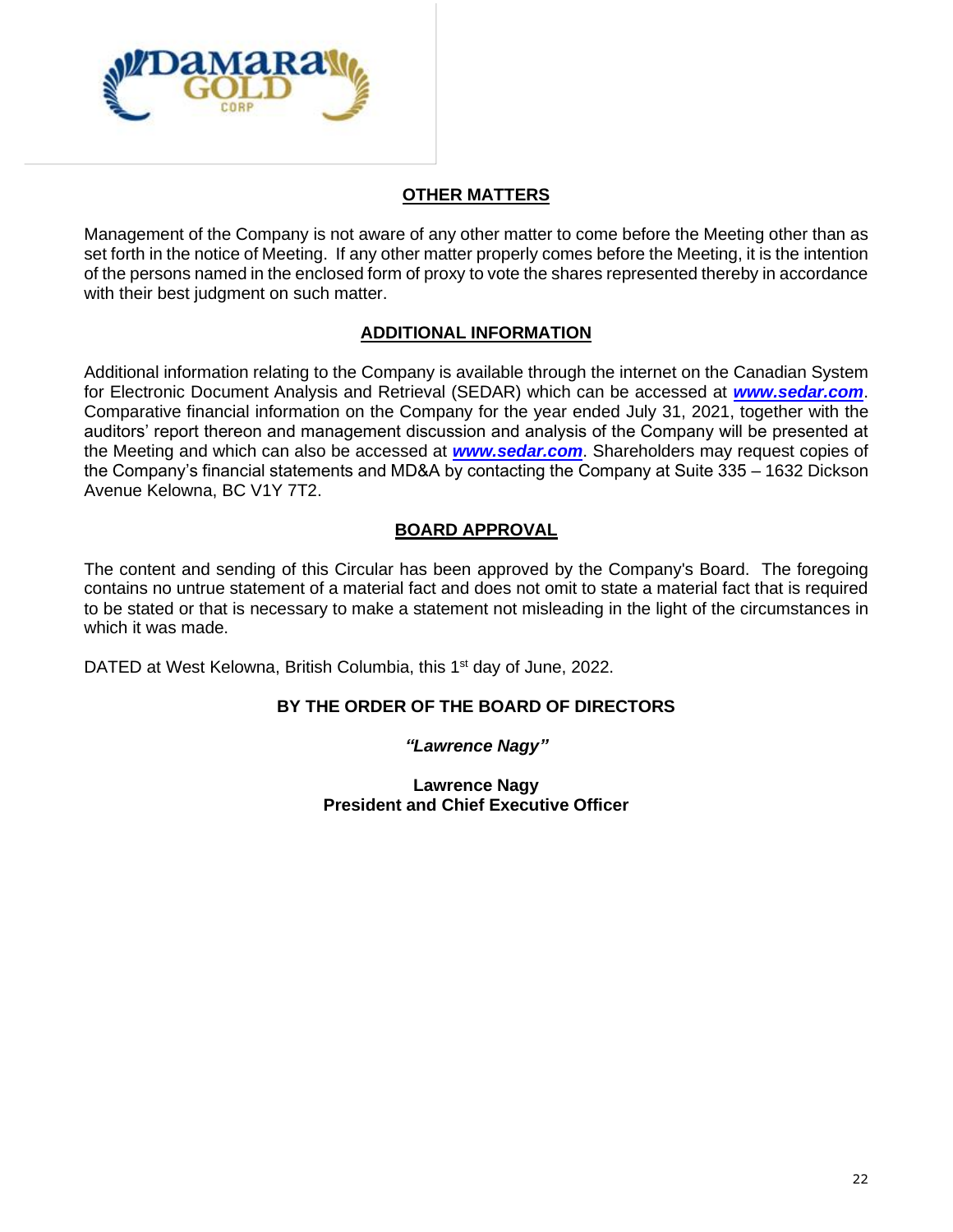## OTHER MATTERS

Management of the Company is not aware of any other matter to come before the Meeting other than as set forth in the notice of Meeting. If any other matter properly comes before the Meeting, it is the intention of the persons named in the enclosed form of proxy to vote the shares represented thereby in accordance with their best judgment on such matter.

## ADDITIONAL INFORMATION

Additional information relating to the Company is available through the internet on the Canadian System for Electronic Document Analysis and Retrieval (SEDAR) which can be accessed at ***www.sedar.com***. Comparative financial information on the Company for the year ended July 31, 2021, together with the auditors' report thereon and management discussion and analysis of the Company will be presented at the Meeting and which can also be accessed at ***www.sedar.com***. Shareholders may request copies of the Company's financial statements and MD&A by contacting the Company at Suite 335 – 1632 Dickson Avenue Kelowna, BC V1Y 7T2.

## BOARD APPROVAL

The content and sending of this Circular has been approved by the Company's Board. The foregoing contains no untrue statement of a material fact and does not omit to state a material fact that is required to be stated or that is necessary to make a statement not misleading in the light of the circumstances in which it was made.

DATED at West Kelowna, British Columbia, this 1st day of June, 2022.

**BY THE ORDER OF THE BOARD OF DIRECTORS**

***"Lawrence Nagy"***

**Lawrence Nagy**
**President and Chief Executive Officer**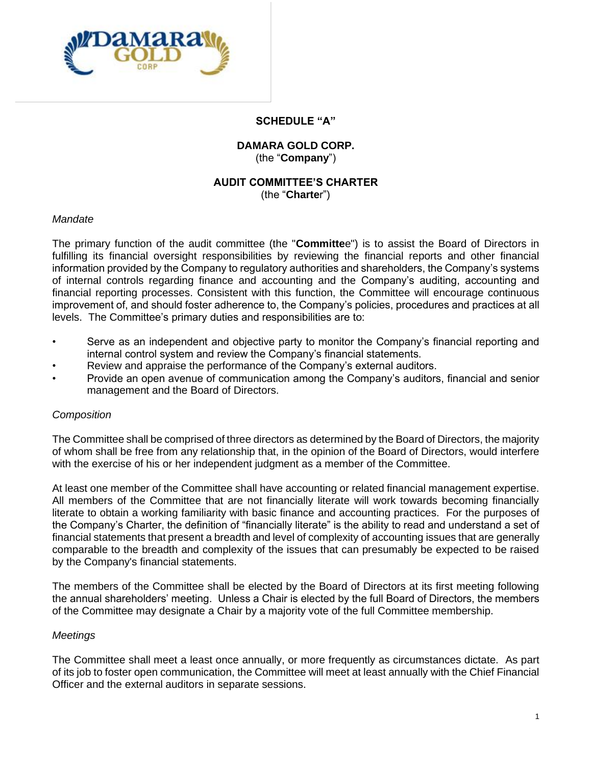**SCHEDULE "A"**

**DAMARA GOLD CORP.**
(the "**Company**")

**AUDIT COMMITTEE'S CHARTER**
(the "**Charter**")

*Mandate*

The primary function of the audit committee (the "**Committee**") is to assist the Board of Directors in fulfilling its financial oversight responsibilities by reviewing the financial reports and other financial information provided by the Company to regulatory authorities and shareholders, the Company's systems of internal controls regarding finance and accounting and the Company's auditing, accounting and financial reporting processes. Consistent with this function, the Committee will encourage continuous improvement of, and should foster adherence to, the Company's policies, procedures and practices at all levels. The Committee's primary duties and responsibilities are to:

- Serve as an independent and objective party to monitor the Company's financial reporting and internal control system and review the Company's financial statements.
- Review and appraise the performance of the Company's external auditors.
- Provide an open avenue of communication among the Company's auditors, financial and senior management and the Board of Directors.

*Composition*

The Committee shall be comprised of three directors as determined by the Board of Directors, the majority of whom shall be free from any relationship that, in the opinion of the Board of Directors, would interfere with the exercise of his or her independent judgment as a member of the Committee.

At least one member of the Committee shall have accounting or related financial management expertise. All members of the Committee that are not financially literate will work towards becoming financially literate to obtain a working familiarity with basic finance and accounting practices. For the purposes of the Company's Charter, the definition of "financially literate" is the ability to read and understand a set of financial statements that present a breadth and level of complexity of accounting issues that are generally comparable to the breadth and complexity of the issues that can presumably be expected to be raised by the Company's financial statements.

The members of the Committee shall be elected by the Board of Directors at its first meeting following the annual shareholders' meeting. Unless a Chair is elected by the full Board of Directors, the members of the Committee may designate a Chair by a majority vote of the full Committee membership.

*Meetings*

The Committee shall meet a least once annually, or more frequently as circumstances dictate. As part of its job to foster open communication, the Committee will meet at least annually with the Chief Financial Officer and the external auditors in separate sessions.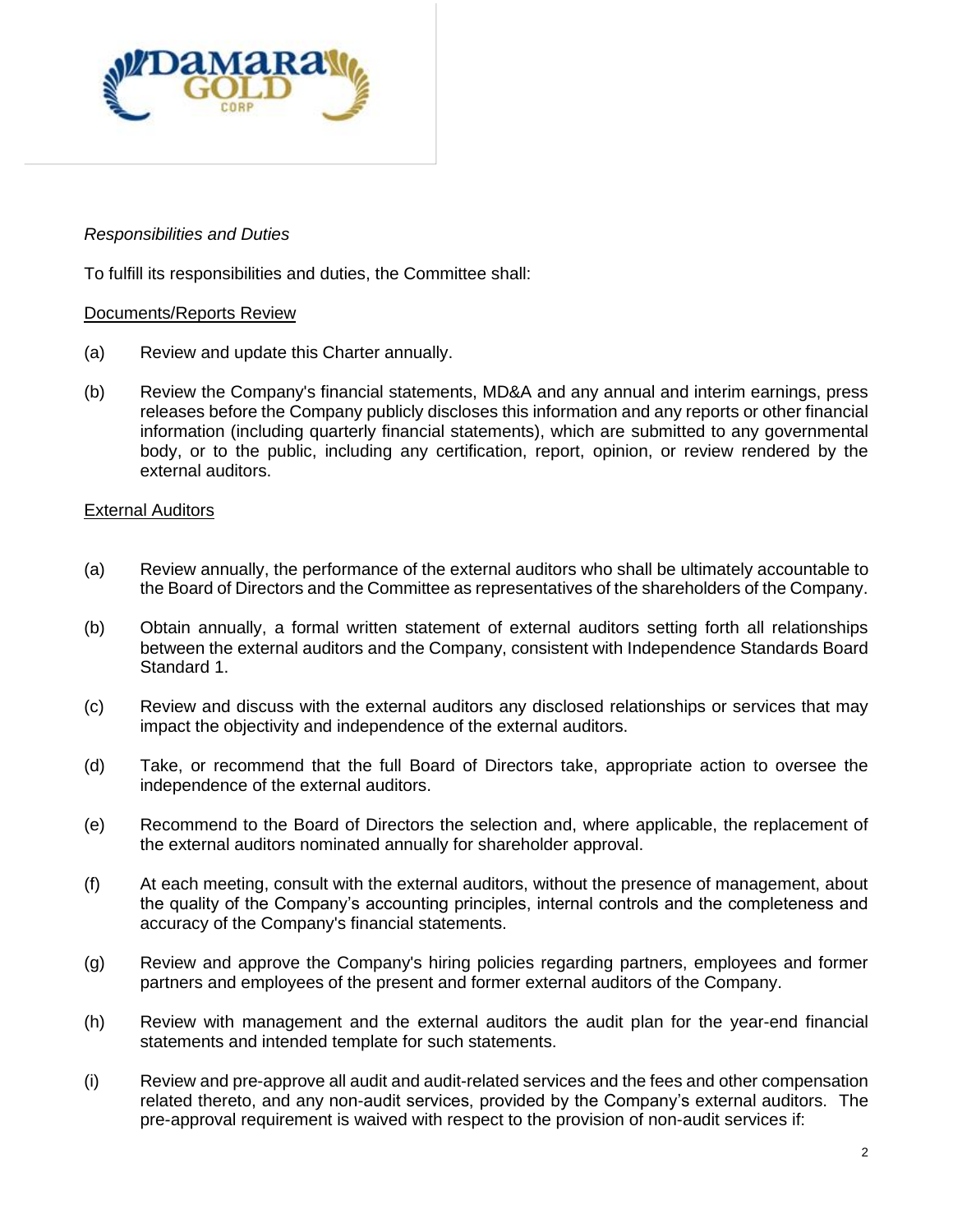*Responsibilities and Duties*

To fulfill its responsibilities and duties, the Committee shall:

Documents/Reports Review

(a) Review and update this Charter annually.

(b) Review the Company's financial statements, MD&A and any annual and interim earnings, press releases before the Company publicly discloses this information and any reports or other financial information (including quarterly financial statements), which are submitted to any governmental body, or to the public, including any certification, report, opinion, or review rendered by the external auditors.

External Auditors

(a) Review annually, the performance of the external auditors who shall be ultimately accountable to the Board of Directors and the Committee as representatives of the shareholders of the Company.

(b) Obtain annually, a formal written statement of external auditors setting forth all relationships between the external auditors and the Company, consistent with Independence Standards Board Standard 1.

(c) Review and discuss with the external auditors any disclosed relationships or services that may impact the objectivity and independence of the external auditors.

(d) Take, or recommend that the full Board of Directors take, appropriate action to oversee the independence of the external auditors.

(e) Recommend to the Board of Directors the selection and, where applicable, the replacement of the external auditors nominated annually for shareholder approval.

(f) At each meeting, consult with the external auditors, without the presence of management, about the quality of the Company's accounting principles, internal controls and the completeness and accuracy of the Company's financial statements.

(g) Review and approve the Company's hiring policies regarding partners, employees and former partners and employees of the present and former external auditors of the Company.

(h) Review with management and the external auditors the audit plan for the year-end financial statements and intended template for such statements.

(i) Review and pre-approve all audit and audit-related services and the fees and other compensation related thereto, and any non-audit services, provided by the Company's external auditors. The pre-approval requirement is waived with respect to the provision of non-audit services if: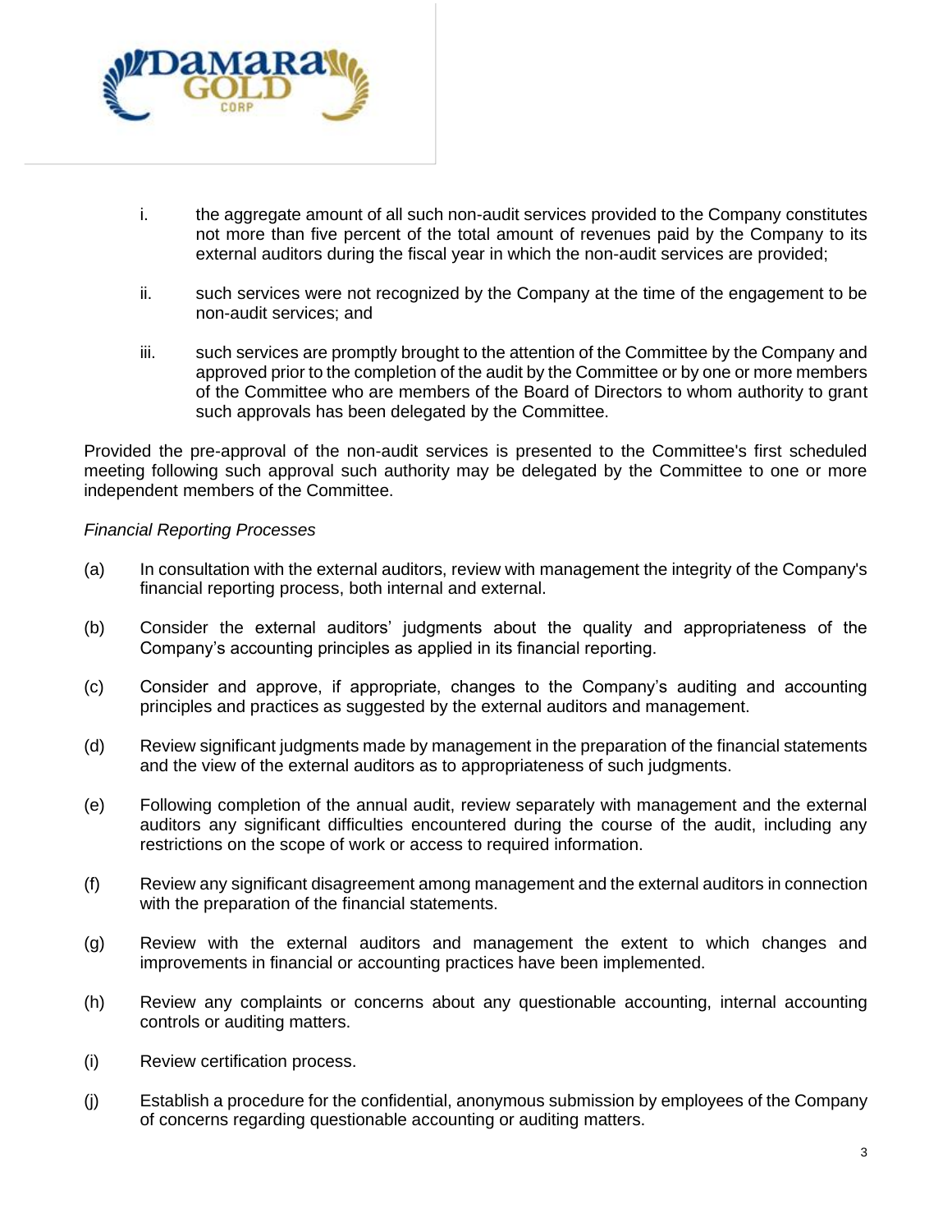i. the aggregate amount of all such non-audit services provided to the Company constitutes not more than five percent of the total amount of revenues paid by the Company to its external auditors during the fiscal year in which the non-audit services are provided;

ii. such services were not recognized by the Company at the time of the engagement to be non-audit services; and

iii. such services are promptly brought to the attention of the Committee by the Company and approved prior to the completion of the audit by the Committee or by one or more members of the Committee who are members of the Board of Directors to whom authority to grant such approvals has been delegated by the Committee.

Provided the pre-approval of the non-audit services is presented to the Committee's first scheduled meeting following such approval such authority may be delegated by the Committee to one or more independent members of the Committee.

*Financial Reporting Processes*

(a) In consultation with the external auditors, review with management the integrity of the Company's financial reporting process, both internal and external.

(b) Consider the external auditors' judgments about the quality and appropriateness of the Company's accounting principles as applied in its financial reporting.

(c) Consider and approve, if appropriate, changes to the Company's auditing and accounting principles and practices as suggested by the external auditors and management.

(d) Review significant judgments made by management in the preparation of the financial statements and the view of the external auditors as to appropriateness of such judgments.

(e) Following completion of the annual audit, review separately with management and the external auditors any significant difficulties encountered during the course of the audit, including any restrictions on the scope of work or access to required information.

(f) Review any significant disagreement among management and the external auditors in connection with the preparation of the financial statements.

(g) Review with the external auditors and management the extent to which changes and improvements in financial or accounting practices have been implemented.

(h) Review any complaints or concerns about any questionable accounting, internal accounting controls or auditing matters.

(i) Review certification process.

(j) Establish a procedure for the confidential, anonymous submission by employees of the Company of concerns regarding questionable accounting or auditing matters.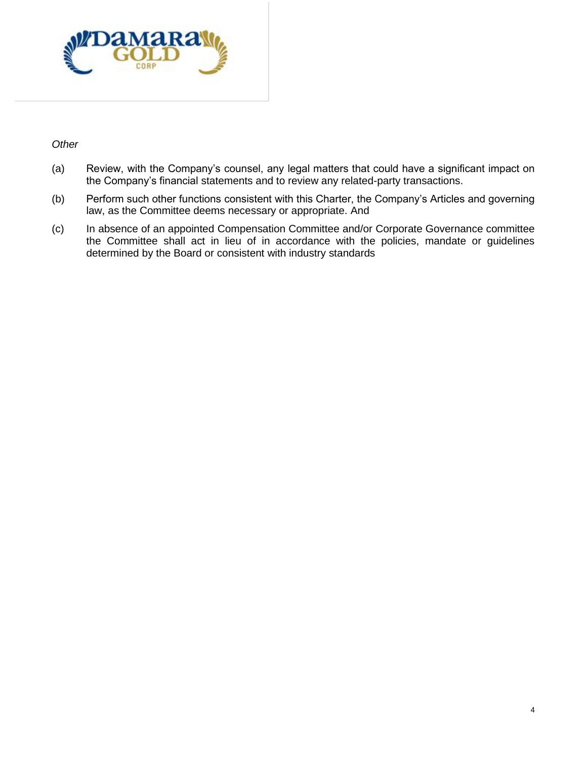*Other*

(a) Review, with the Company's counsel, any legal matters that could have a significant impact on the Company's financial statements and to review any related-party transactions.

(b) Perform such other functions consistent with this Charter, the Company's Articles and governing law, as the Committee deems necessary or appropriate. And

(c) In absence of an appointed Compensation Committee and/or Corporate Governance committee the Committee shall act in lieu of in accordance with the policies, mandate or guidelines determined by the Board or consistent with industry standards